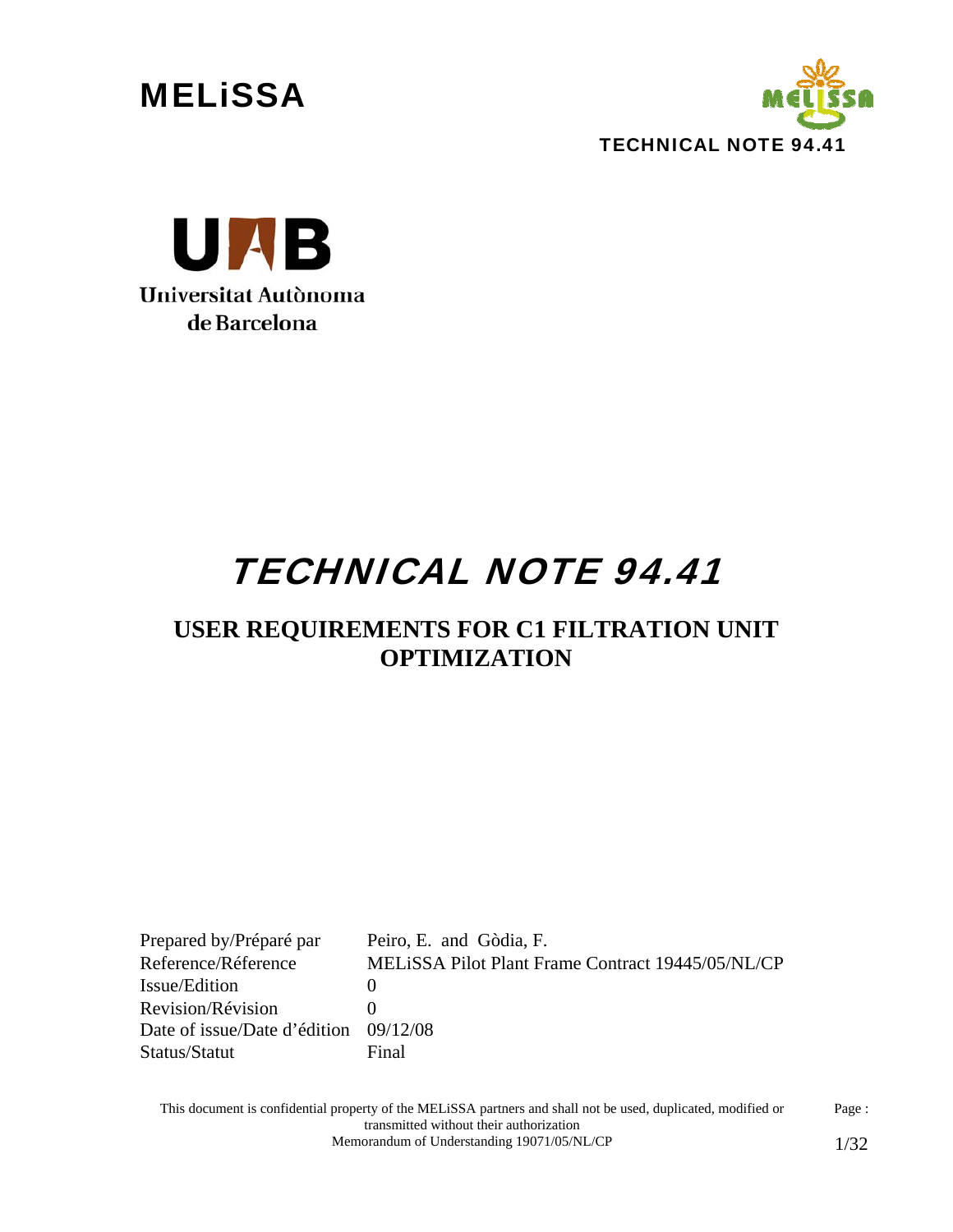**MELiSSA**

**TECHNICAL NOTE 94.41**

Universitat Autònoma de Barcelona

# TECHNICAL NOTE 94.41

## USER REQUIREMENTS FOR C1 FILTRATION UNIT OPTIMIZATION

| | |
|---|---|
| Prepared by/Préparé par | Peiro, E. and Gòdia, F. |
| Reference/Réference | MELiSSA Pilot Plant Frame Contract 19445/05/NL/CP |
| Issue/Edition | 0 |
| Revision/Révision | 0 |
| Date of issue/Date d'édition | 09/12/08 |
| Status/Statut | Final |

This document is confidential property of the MELiSSA partners and shall not be used, duplicated, modified or transmitted without their authorization
Memorandum of Understanding 19071/05/NL/CP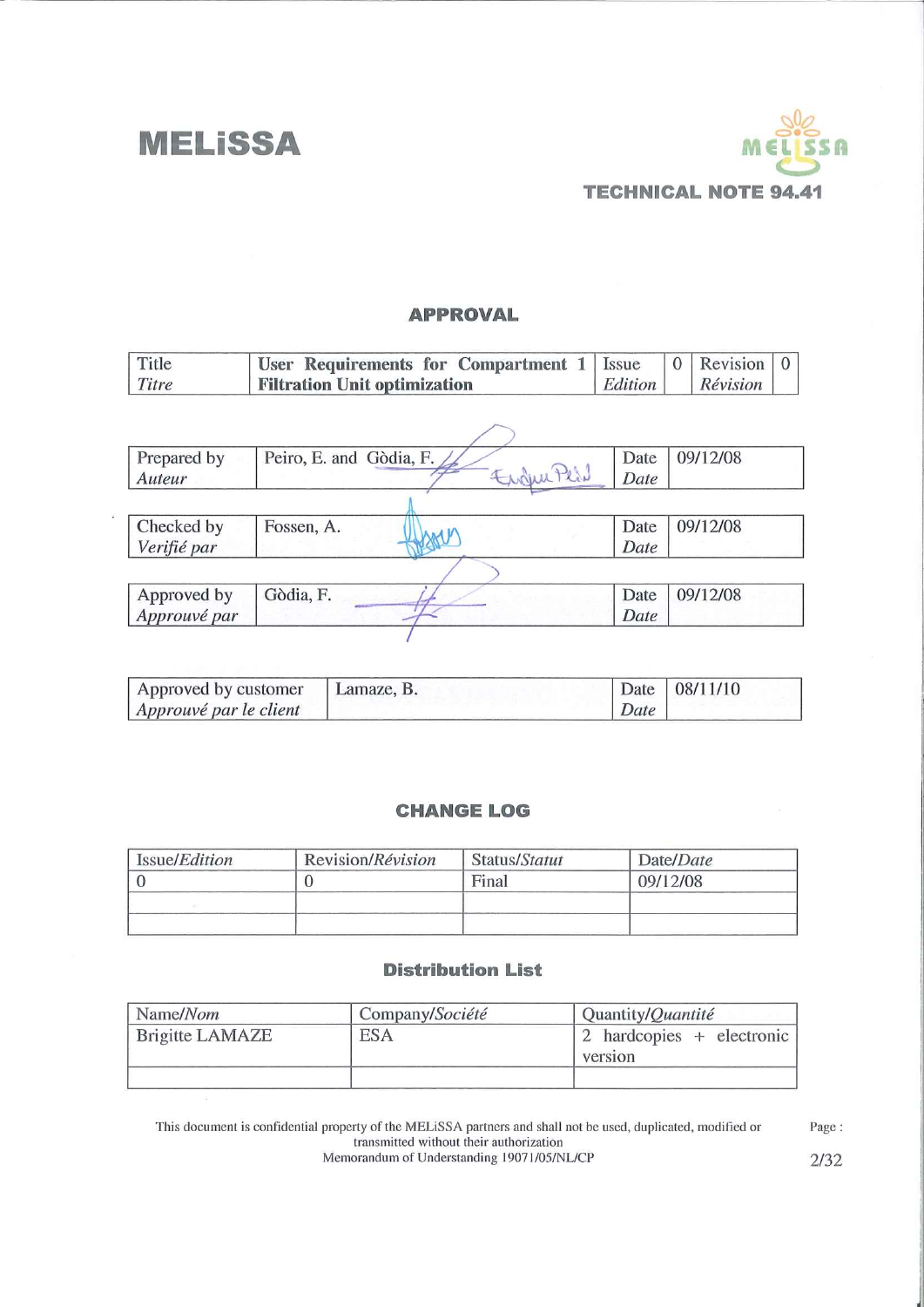# MELiSSA

**TECHNICAL NOTE 94.41**

## APPROVAL

| Title<br>*Titre* | **User Requirements for Compartment 1 Filtration Unit optimization** | Issue<br>*Edition* | 0 | Revision<br>*Révision* | 0 |
|---|---|---|---|---|---|

| Prepared by<br>*Auteur* | Peiro, E. and Gòdia, F. | Date<br>*Date* | 09/12/08 |
|---|---|---|---|

| Checked by<br>*Verifié par* | Fossen, A. | Date<br>*Date* | 09/12/08 |
|---|---|---|---|

| Approved by<br>*Approuvé par* | Gòdia, F. | Date<br>*Date* | 09/12/08 |
|---|---|---|---|

| Approved by customer<br>*Approuvé par le client* | Lamaze, B. | Date<br>*Date* | 08/11/10 |
|---|---|---|---|

## CHANGE LOG

| Issue/*Edition* | Revision/*Révision* | Status/*Statut* | Date/*Date* |
|---|---|---|---|
| 0 | 0 | Final | 09/12/08 |
| | | | |
| | | | |

## Distribution List

| Name/*Nom* | Company/*Société* | Quantity/*Quantité* |
|---|---|---|
| Brigitte LAMAZE | ESA | 2 hardcopies + electronic version |
| | | |

This document is confidential property of the MELiSSA partners and shall not be used, duplicated, modified or transmitted without their authorization
Memorandum of Understanding 19071/05/NL/CP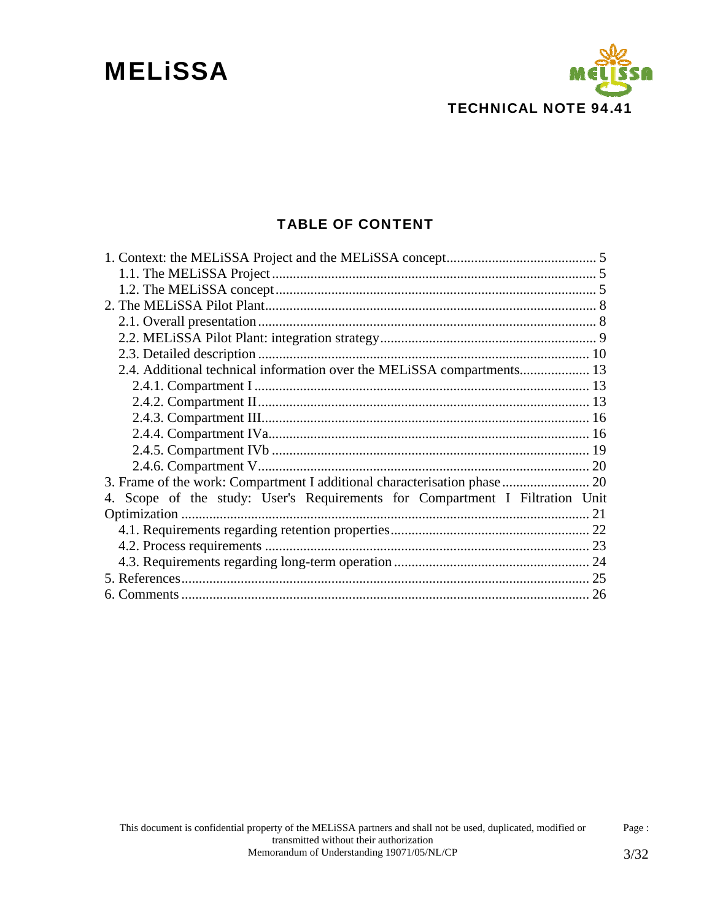## TABLE OF CONTENT

1. Context: the MELiSSA Project and the MELiSSA concept .......................................... 5
   - 1.1. The MELiSSA Project ............................................................................................ 5
   - 1.2. The MELiSSA concept ........................................................................................... 5
2. The MELiSSA Pilot Plant .............................................................................................. 8
   - 2.1. Overall presentation ................................................................................................ 8
   - 2.2. MELiSSA Pilot Plant: integration strategy .............................................................. 9
   - 2.3. Detailed description .............................................................................................. 10
   - 2.4. Additional technical information over the MELiSSA compartments .................... 13
     - 2.4.1. Compartment I ............................................................................................... 13
     - 2.4.2. Compartment II .............................................................................................. 13
     - 2.4.3. Compartment III ............................................................................................. 16
     - 2.4.4. Compartment IVa ........................................................................................... 16
     - 2.4.5. Compartment IVb .......................................................................................... 19
     - 2.4.6. Compartment V .............................................................................................. 20
3. Frame of the work: Compartment I additional characterisation phase ......................... 20
4. Scope of the study: User's Requirements for Compartment I Filtration Unit Optimization ......................................................................................................................... 21
   - 4.1. Requirements regarding retention properties ........................................................ 22
   - 4.2. Process requirements ............................................................................................. 23
   - 4.3. Requirements regarding long-term operation ........................................................ 24
5. References ..................................................................................................................... 25
6. Comments ..................................................................................................................... 26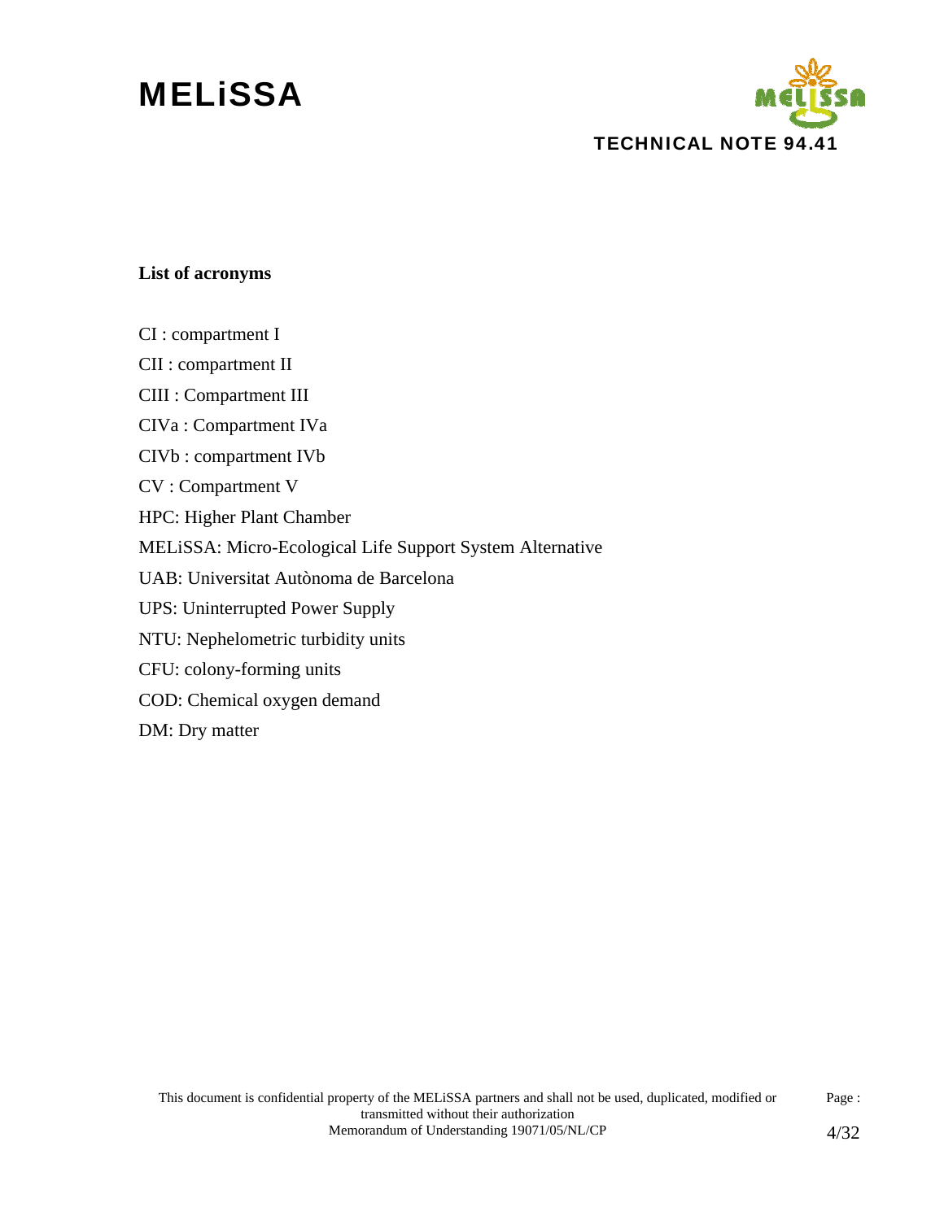**List of acronyms**

CI : compartment I

CII : compartment II

CIII : Compartment III

CIVa : Compartment IVa

CIVb : compartment IVb

CV : Compartment V

HPC: Higher Plant Chamber

MELiSSA: Micro-Ecological Life Support System Alternative

UAB: Universitat Autònoma de Barcelona

UPS: Uninterrupted Power Supply

NTU: Nephelometric turbidity units

CFU: colony-forming units

COD: Chemical oxygen demand

DM: Dry matter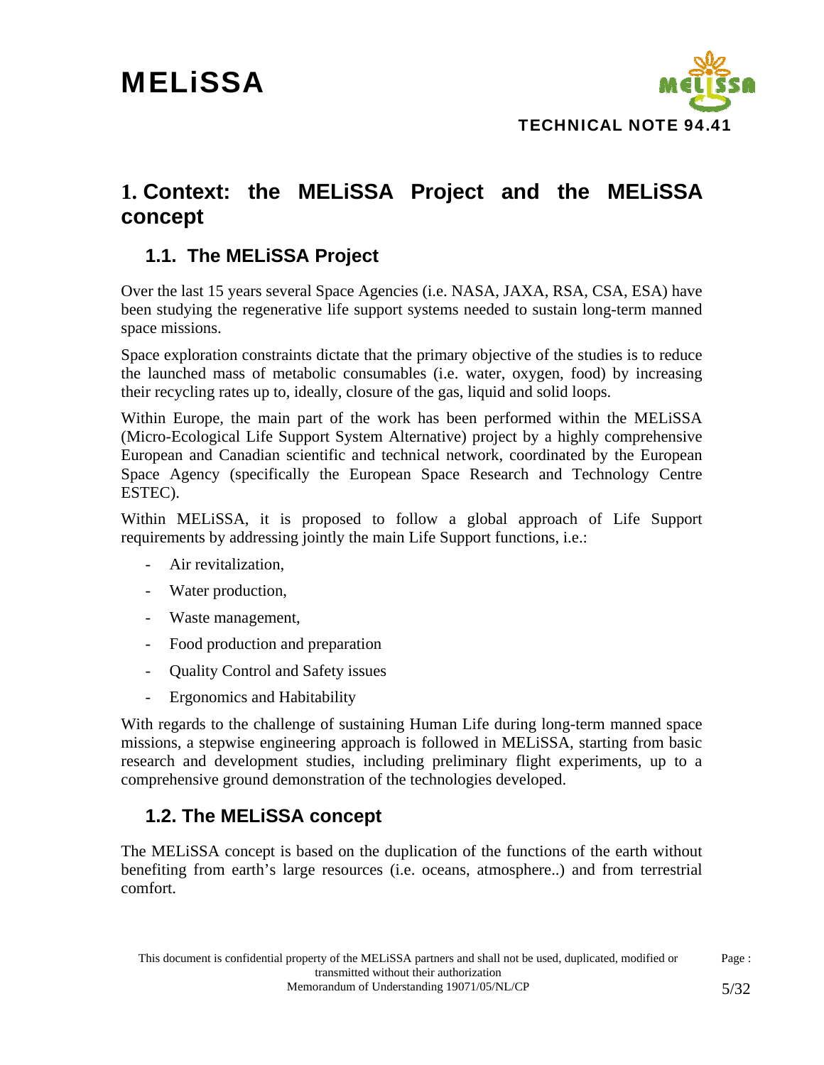# 1. Context: the MELiSSA Project and the MELiSSA concept

## 1.1. The MELiSSA Project

Over the last 15 years several Space Agencies (i.e. NASA, JAXA, RSA, CSA, ESA) have been studying the regenerative life support systems needed to sustain long-term manned space missions.

Space exploration constraints dictate that the primary objective of the studies is to reduce the launched mass of metabolic consumables (i.e. water, oxygen, food) by increasing their recycling rates up to, ideally, closure of the gas, liquid and solid loops.

Within Europe, the main part of the work has been performed within the MELiSSA (Micro-Ecological Life Support System Alternative) project by a highly comprehensive European and Canadian scientific and technical network, coordinated by the European Space Agency (specifically the European Space Research and Technology Centre ESTEC).

Within MELiSSA, it is proposed to follow a global approach of Life Support requirements by addressing jointly the main Life Support functions, i.e.:

- Air revitalization,
- Water production,
- Waste management,
- Food production and preparation
- Quality Control and Safety issues
- Ergonomics and Habitability

With regards to the challenge of sustaining Human Life during long-term manned space missions, a stepwise engineering approach is followed in MELiSSA, starting from basic research and development studies, including preliminary flight experiments, up to a comprehensive ground demonstration of the technologies developed.

## 1.2. The MELiSSA concept

The MELiSSA concept is based on the duplication of the functions of the earth without benefiting from earth's large resources (i.e. oceans, atmosphere..) and from terrestrial comfort.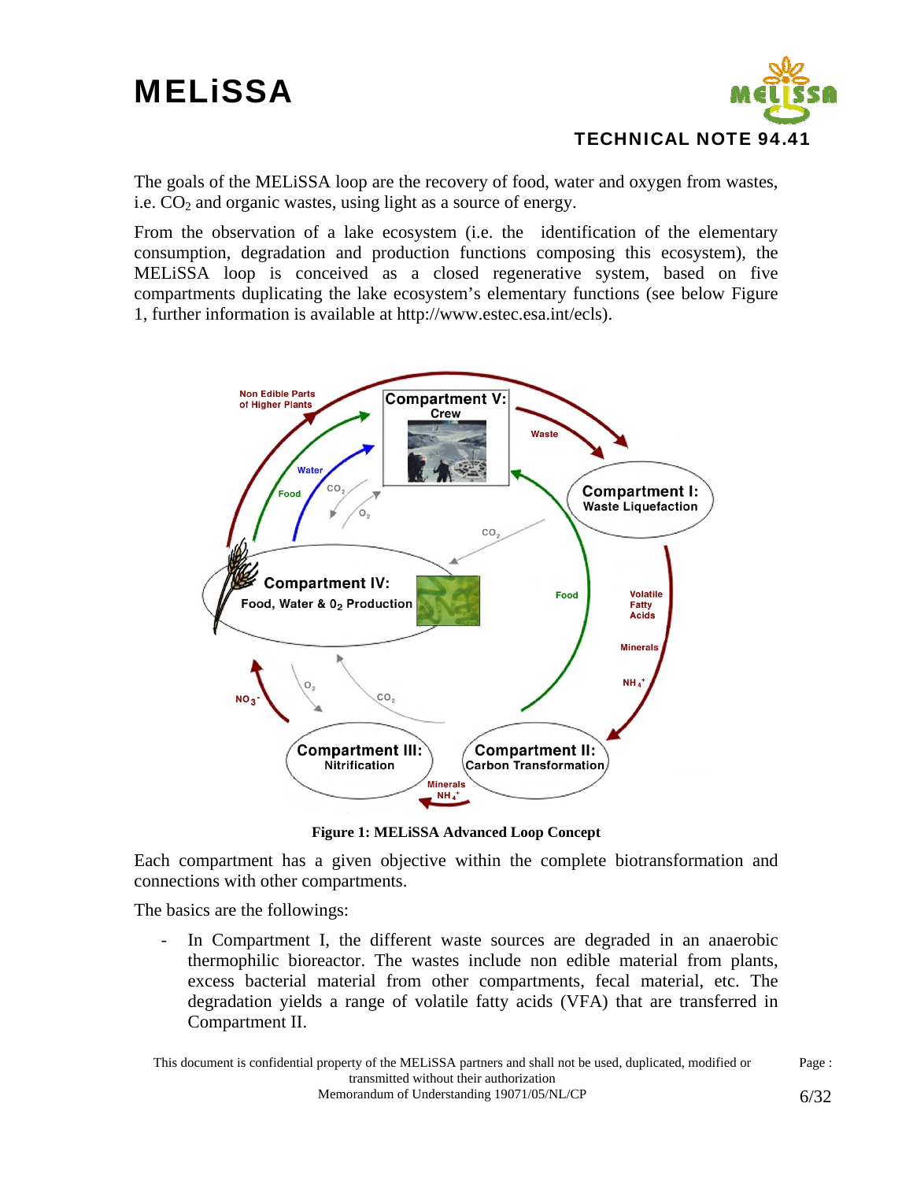The goals of the MELiSSA loop are the recovery of food, water and oxygen from wastes, i.e. $CO_2$ and organic wastes, using light as a source of energy.

From the observation of a lake ecosystem (i.e. the identification of the elementary consumption, degradation and production functions composing this ecosystem), the MELiSSA loop is conceived as a closed regenerative system, based on five compartments duplicating the lake ecosystem's elementary functions (see below Figure 1, further information is available at http://www.estec.esa.int/ecls).

**Figure 1: MELiSSA Advanced Loop Concept**

Each compartment has a given objective within the complete biotransformation and connections with other compartments.

The basics are the followings:

- In Compartment I, the different waste sources are degraded in an anaerobic thermophilic bioreactor. The wastes include non edible material from plants, excess bacterial material from other compartments, fecal material, etc. The degradation yields a range of volatile fatty acids (VFA) that are transferred in Compartment II.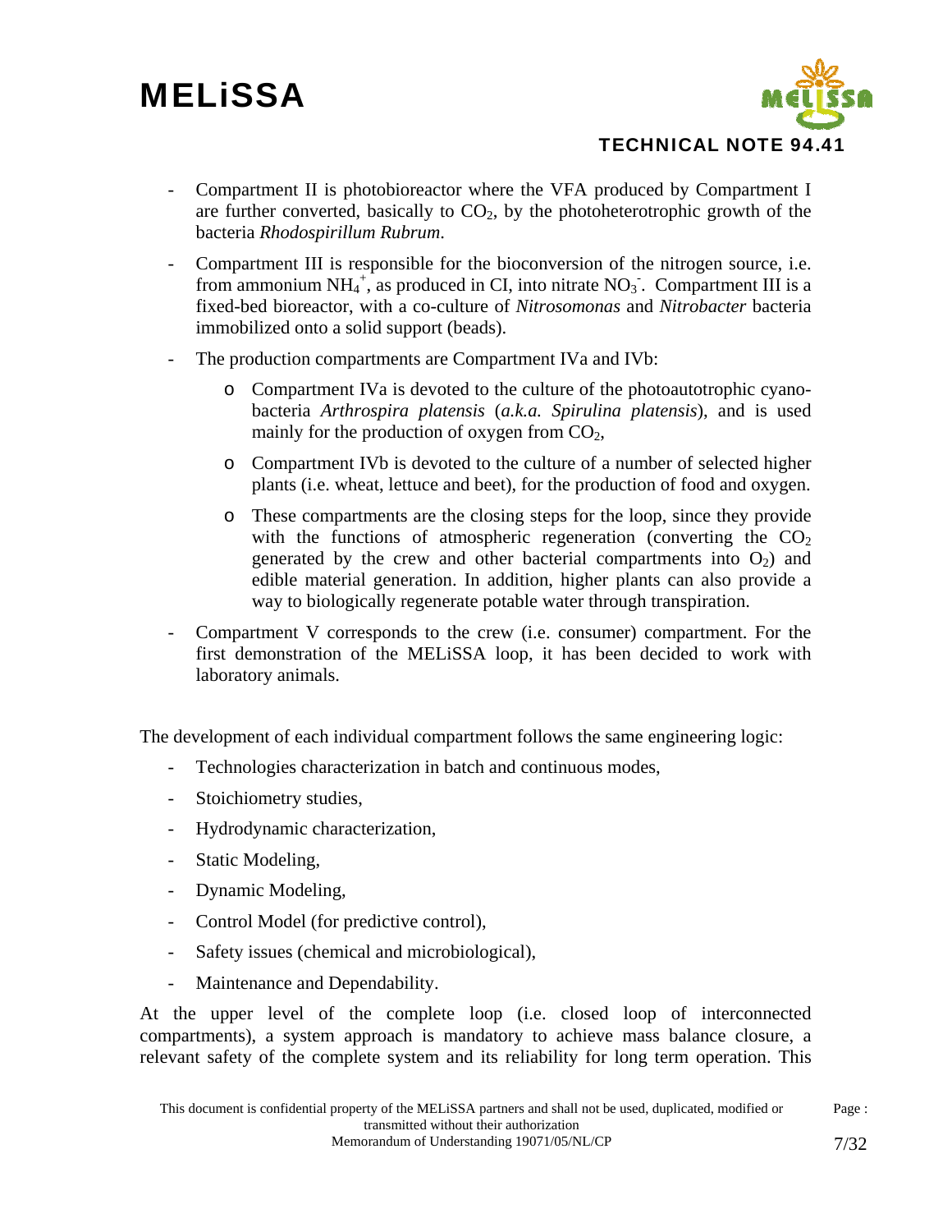- Compartment II is photobioreactor where the VFA produced by Compartment I are further converted, basically to $CO_2$, by the photoheterotrophic growth of the bacteria *Rhodospirillum Rubrum*.
- Compartment III is responsible for the bioconversion of the nitrogen source, i.e. from ammonium $NH_4^+$, as produced in CI, into nitrate $NO_3^-$. Compartment III is a fixed-bed bioreactor, with a co-culture of *Nitrosomonas* and *Nitrobacter* bacteria immobilized onto a solid support (beads).
- The production compartments are Compartment IVa and IVb:
    - Compartment IVa is devoted to the culture of the photoautotrophic cyano-bacteria *Arthrospira platensis* (*a.k.a. Spirulina platensis*), and is used mainly for the production of oxygen from $CO_2$,
    - Compartment IVb is devoted to the culture of a number of selected higher plants (i.e. wheat, lettuce and beet), for the production of food and oxygen.
    - These compartments are the closing steps for the loop, since they provide with the functions of atmospheric regeneration (converting the $CO_2$ generated by the crew and other bacterial compartments into $O_2$) and edible material generation. In addition, higher plants can also provide a way to biologically regenerate potable water through transpiration.
- Compartment V corresponds to the crew (i.e. consumer) compartment. For the first demonstration of the MELiSSA loop, it has been decided to work with laboratory animals.

The development of each individual compartment follows the same engineering logic:

- Technologies characterization in batch and continuous modes,
- Stoichiometry studies,
- Hydrodynamic characterization,
- Static Modeling,
- Dynamic Modeling,
- Control Model (for predictive control),
- Safety issues (chemical and microbiological),
- Maintenance and Dependability.

At the upper level of the complete loop (i.e. closed loop of interconnected compartments), a system approach is mandatory to achieve mass balance closure, a relevant safety of the complete system and its reliability for long term operation. This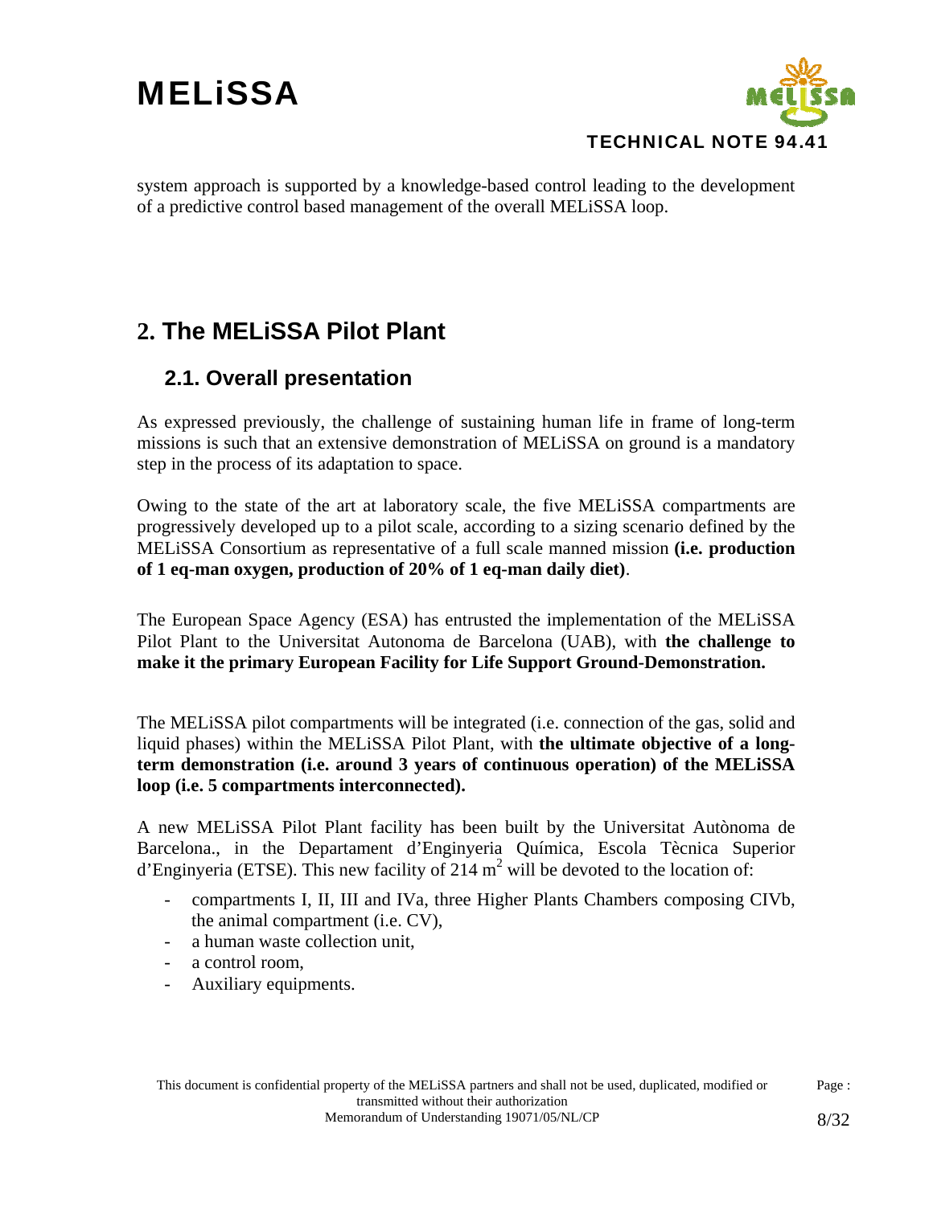system approach is supported by a knowledge-based control leading to the development of a predictive control based management of the overall MELiSSA loop.

# 2. The MELiSSA Pilot Plant

## 2.1. Overall presentation

As expressed previously, the challenge of sustaining human life in frame of long-term missions is such that an extensive demonstration of MELiSSA on ground is a mandatory step in the process of its adaptation to space.

Owing to the state of the art at laboratory scale, the five MELiSSA compartments are progressively developed up to a pilot scale, according to a sizing scenario defined by the MELiSSA Consortium as representative of a full scale manned mission **(i.e. production of 1 eq-man oxygen, production of 20% of 1 eq-man daily diet)**.

The European Space Agency (ESA) has entrusted the implementation of the MELiSSA Pilot Plant to the Universitat Autonoma de Barcelona (UAB), with **the challenge to make it the primary European Facility for Life Support Ground-Demonstration.**

The MELiSSA pilot compartments will be integrated (i.e. connection of the gas, solid and liquid phases) within the MELiSSA Pilot Plant, with **the ultimate objective of a long-term demonstration (i.e. around 3 years of continuous operation) of the MELiSSA loop (i.e. 5 compartments interconnected).**

A new MELiSSA Pilot Plant facility has been built by the Universitat Autònoma de Barcelona., in the Departament d'Enginyeria Química, Escola Tècnica Superior d'Enginyeria (ETSE). This new facility of 214 $m^2$ will be devoted to the location of:

- compartments I, II, III and IVa, three Higher Plants Chambers composing CIVb, the animal compartment (i.e. CV),
- a human waste collection unit,
- a control room,
- Auxiliary equipments.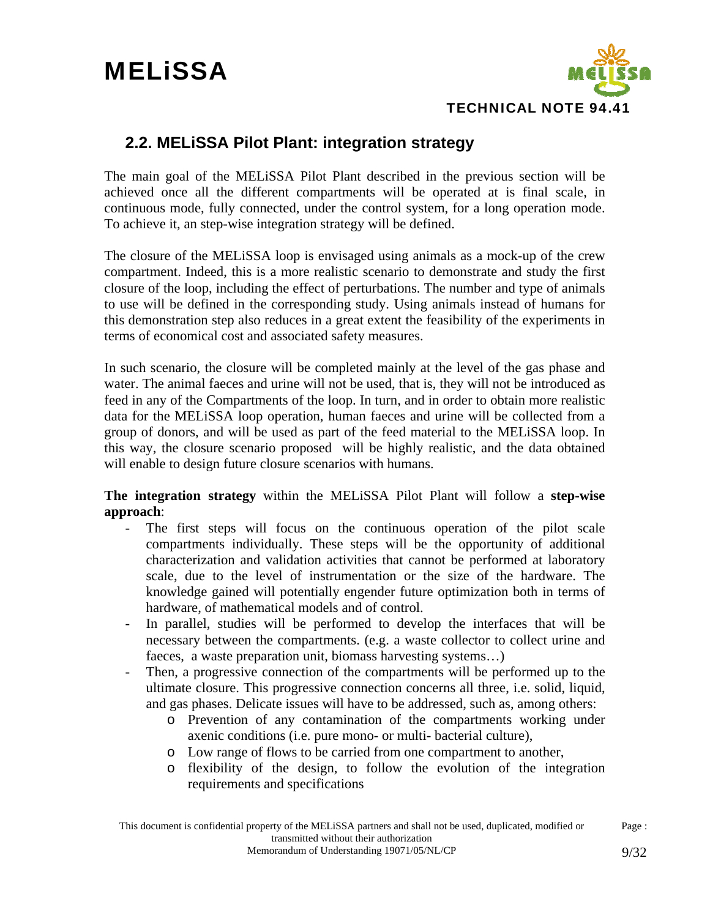## 2.2. MELiSSA Pilot Plant: integration strategy

The main goal of the MELiSSA Pilot Plant described in the previous section will be achieved once all the different compartments will be operated at is final scale, in continuous mode, fully connected, under the control system, for a long operation mode. To achieve it, an step-wise integration strategy will be defined.

The closure of the MELiSSA loop is envisaged using animals as a mock-up of the crew compartment. Indeed, this is a more realistic scenario to demonstrate and study the first closure of the loop, including the effect of perturbations. The number and type of animals to use will be defined in the corresponding study. Using animals instead of humans for this demonstration step also reduces in a great extent the feasibility of the experiments in terms of economical cost and associated safety measures.

In such scenario, the closure will be completed mainly at the level of the gas phase and water. The animal faeces and urine will not be used, that is, they will not be introduced as feed in any of the Compartments of the loop. In turn, and in order to obtain more realistic data for the MELiSSA loop operation, human faeces and urine will be collected from a group of donors, and will be used as part of the feed material to the MELiSSA loop. In this way, the closure scenario proposed will be highly realistic, and the data obtained will enable to design future closure scenarios with humans.

**The integration strategy** within the MELiSSA Pilot Plant will follow a **step-wise approach**:

- The first steps will focus on the continuous operation of the pilot scale compartments individually. These steps will be the opportunity of additional characterization and validation activities that cannot be performed at laboratory scale, due to the level of instrumentation or the size of the hardware. The knowledge gained will potentially engender future optimization both in terms of hardware, of mathematical models and of control.
- In parallel, studies will be performed to develop the interfaces that will be necessary between the compartments. (e.g. a waste collector to collect urine and faeces, a waste preparation unit, biomass harvesting systems…)
- Then, a progressive connection of the compartments will be performed up to the ultimate closure. This progressive connection concerns all three, i.e. solid, liquid, and gas phases. Delicate issues will have to be addressed, such as, among others:
    - Prevention of any contamination of the compartments working under axenic conditions (i.e. pure mono- or multi- bacterial culture),
    - Low range of flows to be carried from one compartment to another,
    - flexibility of the design, to follow the evolution of the integration requirements and specifications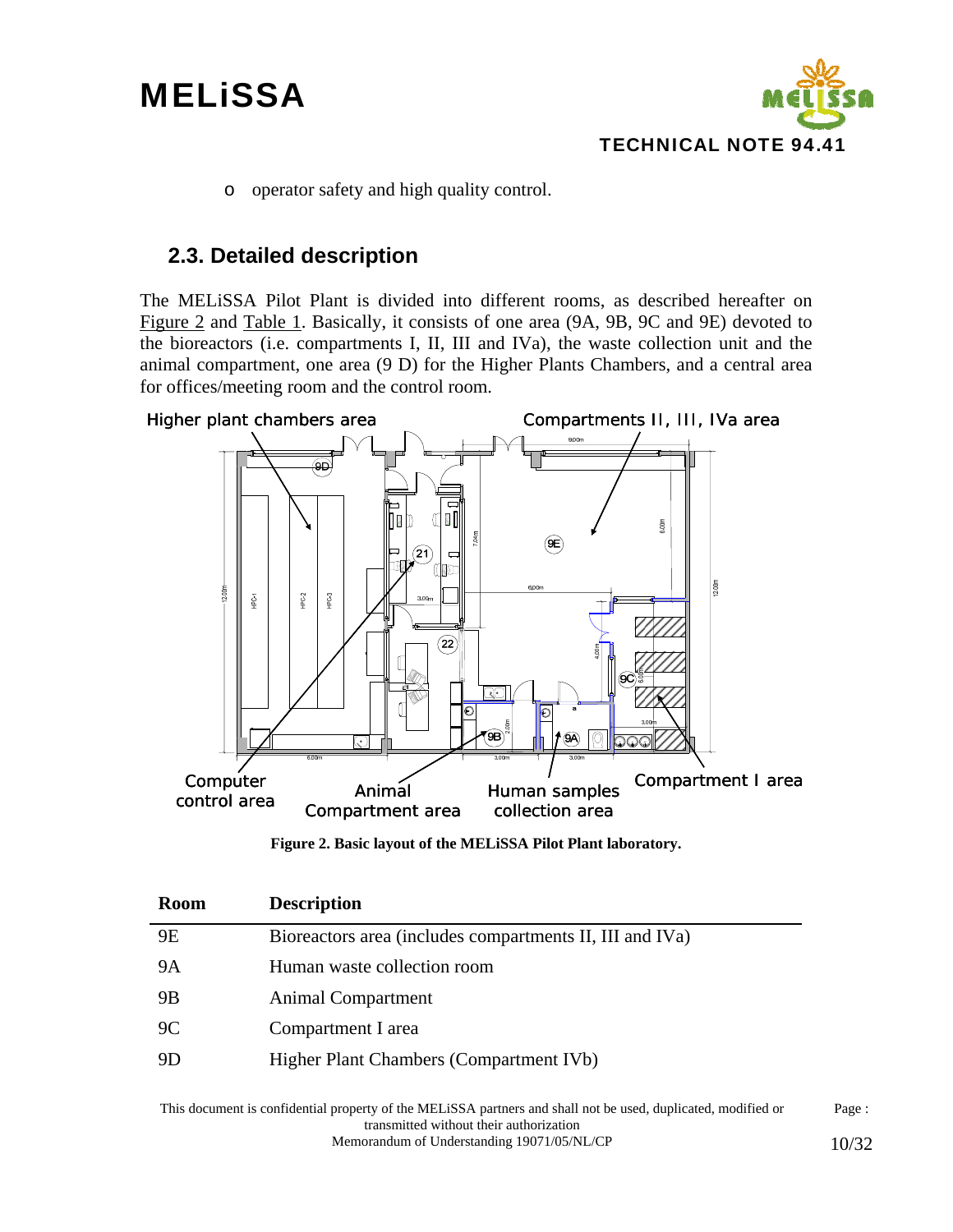- operator safety and high quality control.

## 2.3. Detailed description

The MELiSSA Pilot Plant is divided into different rooms, as described hereafter on Figure 2 and Table 1. Basically, it consists of one area (9A, 9B, 9C and 9E) devoted to the bioreactors (i.e. compartments I, II, III and IVa), the waste collection unit and the animal compartment, one area (9 D) for the Higher Plants Chambers, and a central area for offices/meeting room and the control room.

**Figure 2. Basic layout of the MELiSSA Pilot Plant laboratory.**

| Room | Description |
|---|---|
| 9E | Bioreactors area (includes compartments II, III and IVa) |
| 9A | Human waste collection room |
| 9B | Animal Compartment |
| 9C | Compartment I area |
| 9D | Higher Plant Chambers (Compartment IVb) |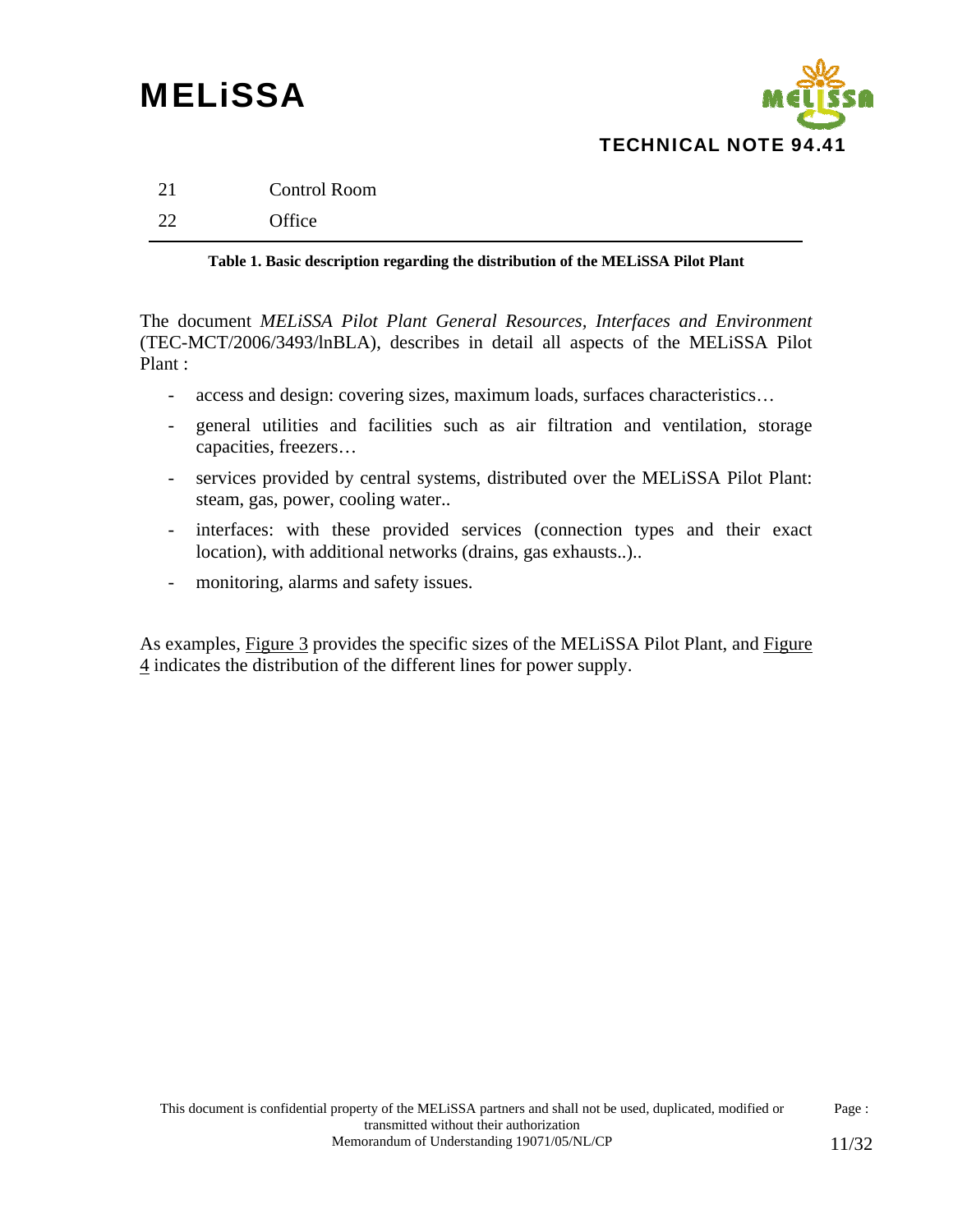| | |
|---|---|
| 21 | Control Room |
| 22 | Office |

**Table 1. Basic description regarding the distribution of the MELiSSA Pilot Plant**

The document *MELiSSA Pilot Plant General Resources, Interfaces and Environment* (TEC-MCT/2006/3493/lnBLA), describes in detail all aspects of the MELiSSA Pilot Plant :

- access and design: covering sizes, maximum loads, surfaces characteristics…
- general utilities and facilities such as air filtration and ventilation, storage capacities, freezers…
- services provided by central systems, distributed over the MELiSSA Pilot Plant: steam, gas, power, cooling water..
- interfaces: with these provided services (connection types and their exact location), with additional networks (drains, gas exhausts..)..
- monitoring, alarms and safety issues.

As examples, Figure 3 provides the specific sizes of the MELiSSA Pilot Plant, and Figure 4 indicates the distribution of the different lines for power supply.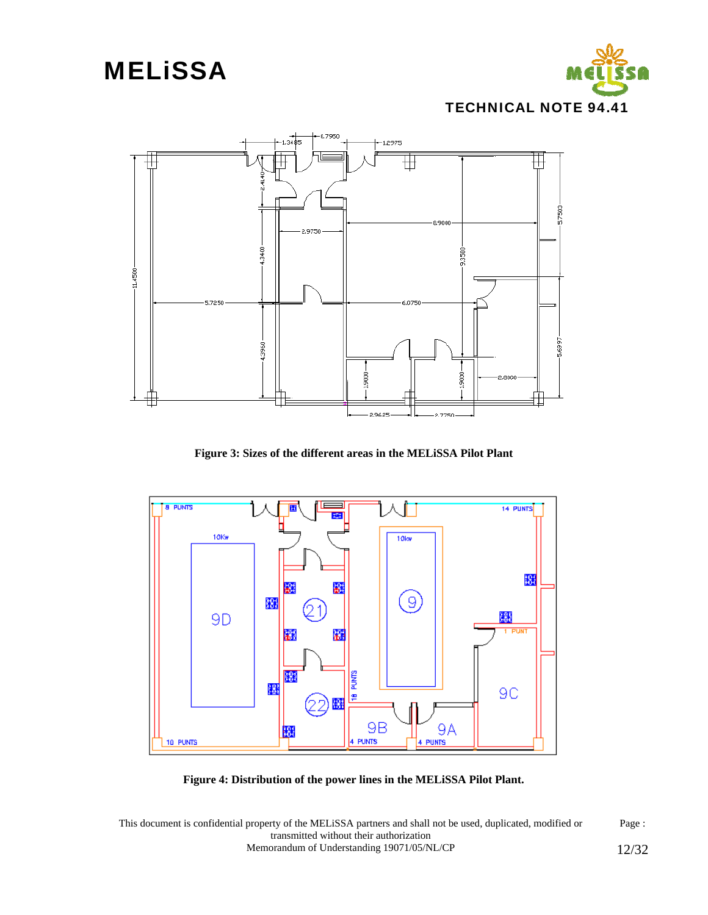Figure 3: Sizes of the different areas in the MELiSSA Pilot Plant

Figure 4: Distribution of the power lines in the MELiSSA Pilot Plant.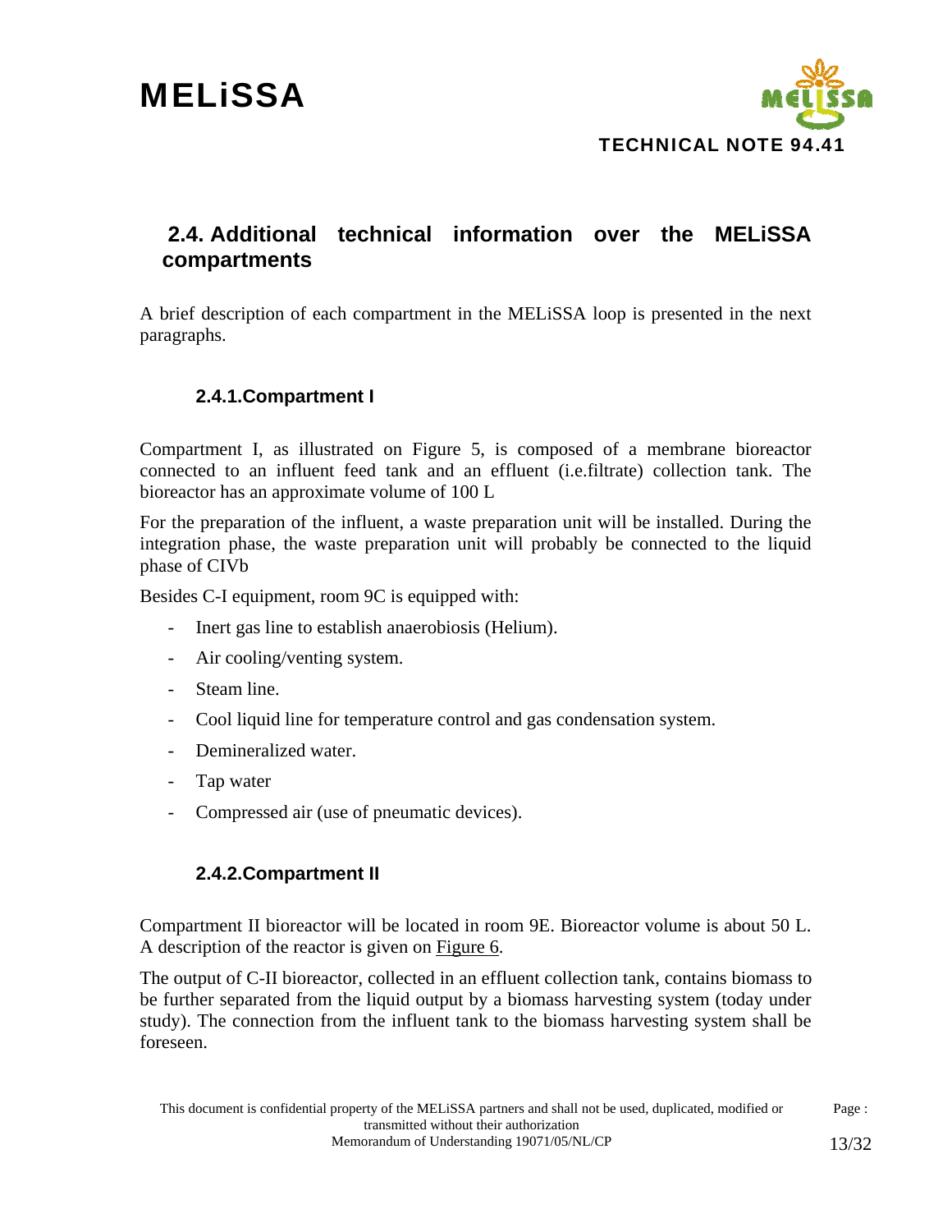## 2.4. Additional technical information over the MELiSSA compartments

A brief description of each compartment in the MELiSSA loop is presented in the next paragraphs.

### 2.4.1. Compartment I

Compartment I, as illustrated on Figure 5, is composed of a membrane bioreactor connected to an influent feed tank and an effluent (i.e.filtrate) collection tank. The bioreactor has an approximate volume of 100 L

For the preparation of the influent, a waste preparation unit will be installed. During the integration phase, the waste preparation unit will probably be connected to the liquid phase of CIVb

Besides C-I equipment, room 9C is equipped with:

- Inert gas line to establish anaerobiosis (Helium).
- Air cooling/venting system.
- Steam line.
- Cool liquid line for temperature control and gas condensation system.
- Demineralized water.
- Tap water
- Compressed air (use of pneumatic devices).

### 2.4.2. Compartment II

Compartment II bioreactor will be located in room 9E. Bioreactor volume is about 50 L. A description of the reactor is given on Figure 6.

The output of C-II bioreactor, collected in an effluent collection tank, contains biomass to be further separated from the liquid output by a biomass harvesting system (today under study). The connection from the influent tank to the biomass harvesting system shall be foreseen.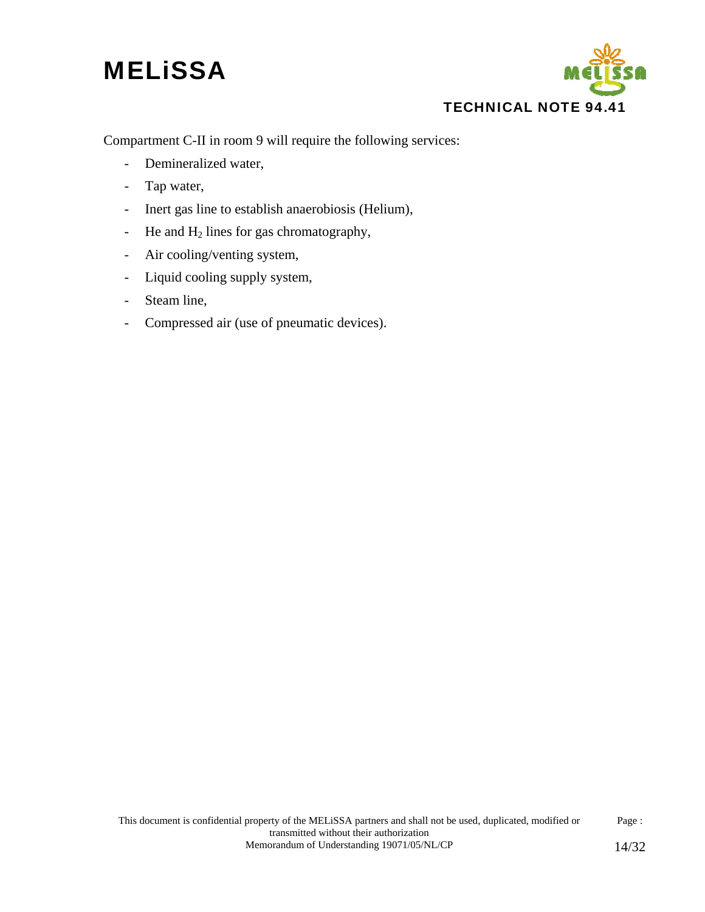Compartment C-II in room 9 will require the following services:

- Demineralized water,
- Tap water,
- Inert gas line to establish anaerobiosis (Helium),
- He and $H_2$ lines for gas chromatography,
- Air cooling/venting system,
- Liquid cooling supply system,
- Steam line,
- Compressed air (use of pneumatic devices).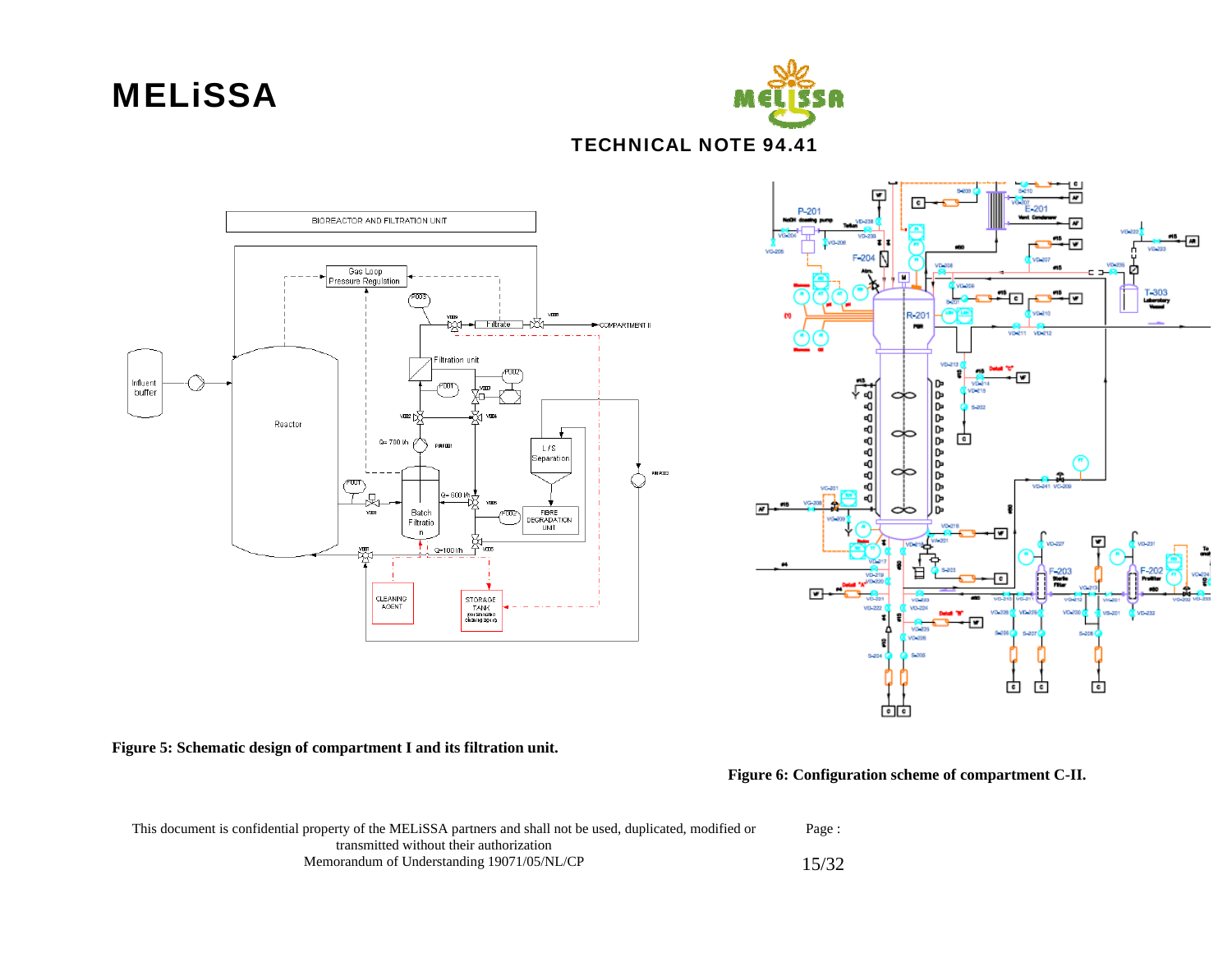Figure 5: Schematic design of compartment I and its filtration unit.

Figure 6: Configuration scheme of compartment C-II.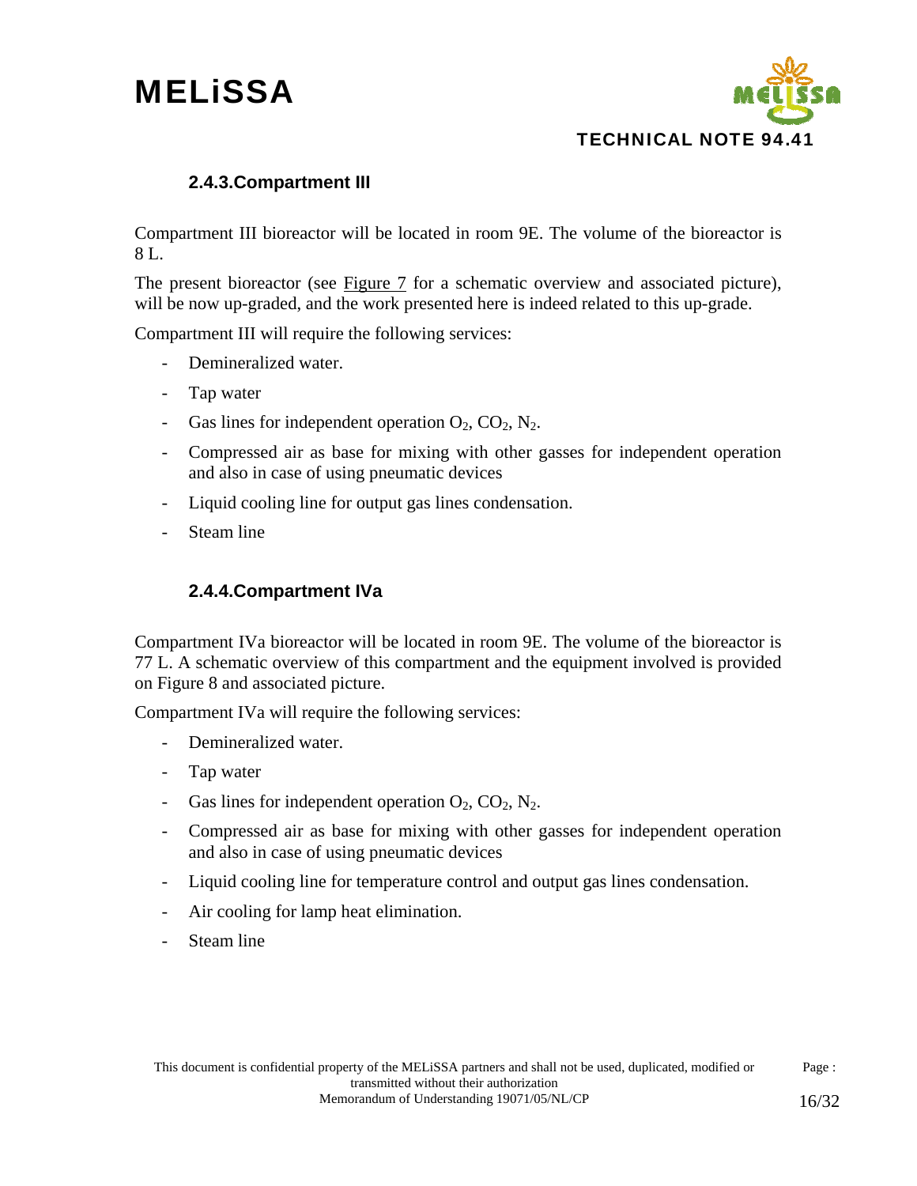### 2.4.3. Compartment III

Compartment III bioreactor will be located in room 9E. The volume of the bioreactor is 8 L.

The present bioreactor (see Figure 7 for a schematic overview and associated picture), will be now up-graded, and the work presented here is indeed related to this up-grade.

Compartment III will require the following services:

- Demineralized water.
- Tap water
- Gas lines for independent operation $O_2$, $CO_2$, $N_2$.
- Compressed air as base for mixing with other gasses for independent operation and also in case of using pneumatic devices
- Liquid cooling line for output gas lines condensation.
- Steam line

### 2.4.4. Compartment IVa

Compartment IVa bioreactor will be located in room 9E. The volume of the bioreactor is 77 L. A schematic overview of this compartment and the equipment involved is provided on Figure 8 and associated picture.

Compartment IVa will require the following services:

- Demineralized water.
- Tap water
- Gas lines for independent operation $O_2$, $CO_2$, $N_2$.
- Compressed air as base for mixing with other gasses for independent operation and also in case of using pneumatic devices
- Liquid cooling line for temperature control and output gas lines condensation.
- Air cooling for lamp heat elimination.
- Steam line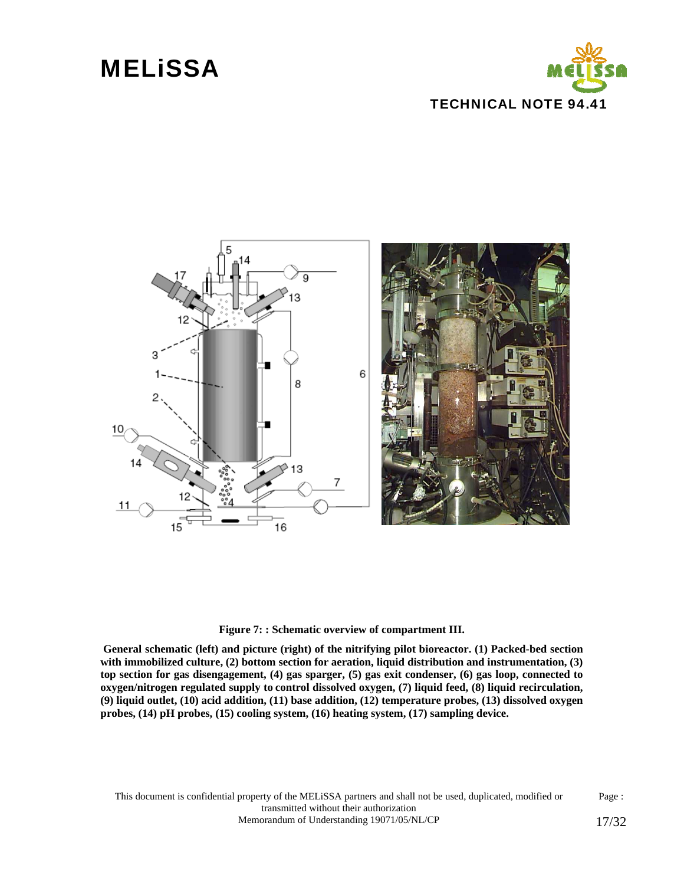**Figure 7: : Schematic overview of compartment III.**

**General schematic (left) and picture (right) of the nitrifying pilot bioreactor. (1) Packed-bed section with immobilized culture, (2) bottom section for aeration, liquid distribution and instrumentation, (3) top section for gas disengagement, (4) gas sparger, (5) gas exit condenser, (6) gas loop, connected to oxygen/nitrogen regulated supply to control dissolved oxygen, (7) liquid feed, (8) liquid recirculation, (9) liquid outlet, (10) acid addition, (11) base addition, (12) temperature probes, (13) dissolved oxygen probes, (14) pH probes, (15) cooling system, (16) heating system, (17) sampling device.**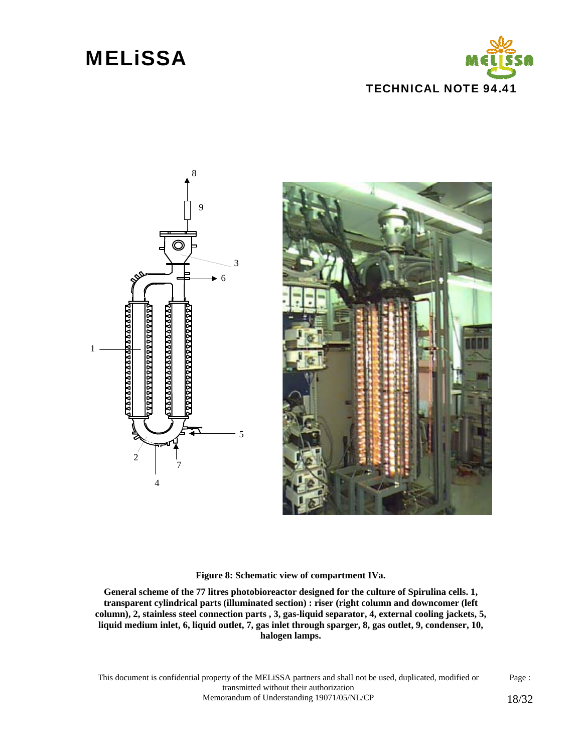**Figure 8: Schematic view of compartment IVa.**

**General scheme of the 77 litres photobioreactor designed for the culture of Spirulina cells. 1, transparent cylindrical parts (illuminated section) : riser (right column and downcomer (left column), 2, stainless steel connection parts , 3, gas-liquid separator, 4, external cooling jackets, 5, liquid medium inlet, 6, liquid outlet, 7, gas inlet through sparger, 8, gas outlet, 9, condenser, 10, halogen lamps.**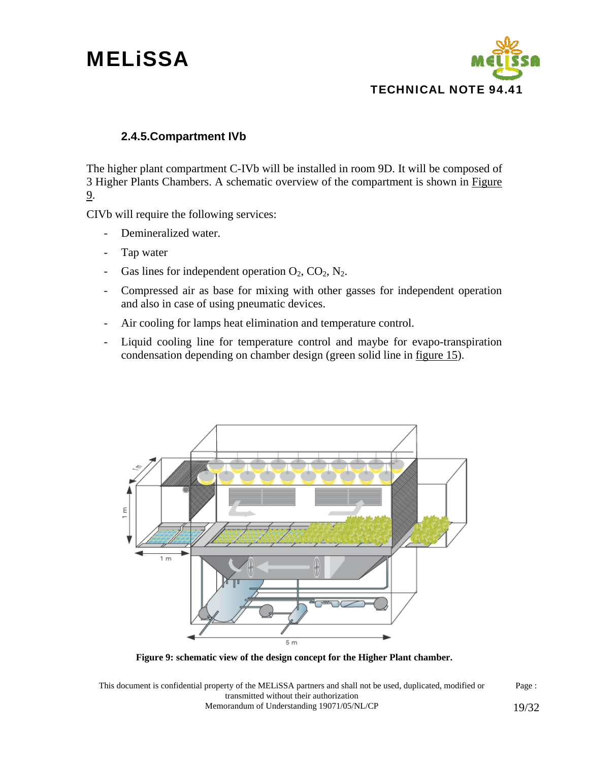### 2.4.5. Compartment IVb

The higher plant compartment C-IVb will be installed in room 9D. It will be composed of 3 Higher Plants Chambers. A schematic overview of the compartment is shown in Figure 9.

CIVb will require the following services:

- Demineralized water.
- Tap water
- Gas lines for independent operation $O_2$, $CO_2$, $N_2$.
- Compressed air as base for mixing with other gasses for independent operation and also in case of using pneumatic devices.
- Air cooling for lamps heat elimination and temperature control.
- Liquid cooling line for temperature control and maybe for evapo-transpiration condensation depending on chamber design (green solid line in figure 15).

**Figure 9: schematic view of the design concept for the Higher Plant chamber.**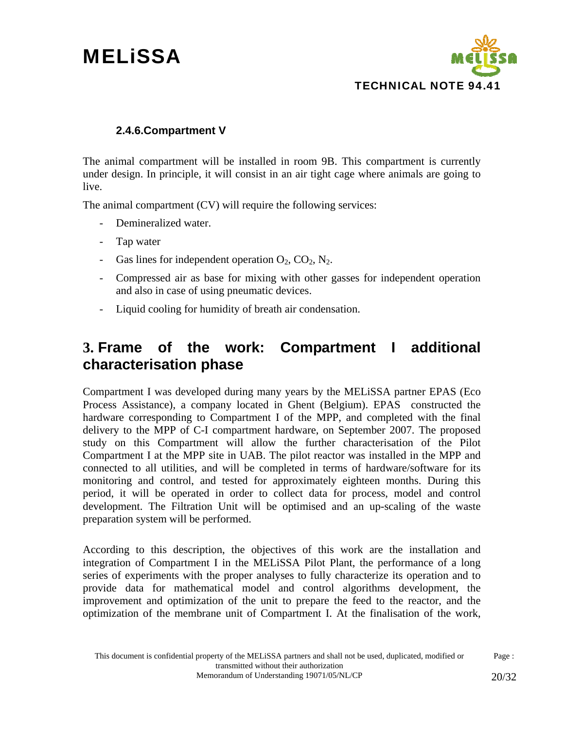### 2.4.6. Compartment V

The animal compartment will be installed in room 9B. This compartment is currently under design. In principle, it will consist in an air tight cage where animals are going to live.

The animal compartment (CV) will require the following services:

- Demineralized water.
- Tap water
- Gas lines for independent operation $O_2$, $CO_2$, $N_2$.
- Compressed air as base for mixing with other gasses for independent operation and also in case of using pneumatic devices.
- Liquid cooling for humidity of breath air condensation.

# 3. Frame of the work: Compartment I additional characterisation phase

Compartment I was developed during many years by the MELiSSA partner EPAS (Eco Process Assistance), a company located in Ghent (Belgium). EPAS constructed the hardware corresponding to Compartment I of the MPP, and completed with the final delivery to the MPP of C-I compartment hardware, on September 2007. The proposed study on this Compartment will allow the further characterisation of the Pilot Compartment I at the MPP site in UAB. The pilot reactor was installed in the MPP and connected to all utilities, and will be completed in terms of hardware/software for its monitoring and control, and tested for approximately eighteen months. During this period, it will be operated in order to collect data for process, model and control development. The Filtration Unit will be optimised and an up-scaling of the waste preparation system will be performed.

According to this description, the objectives of this work are the installation and integration of Compartment I in the MELiSSA Pilot Plant, the performance of a long series of experiments with the proper analyses to fully characterize its operation and to provide data for mathematical model and control algorithms development, the improvement and optimization of the unit to prepare the feed to the reactor, and the optimization of the membrane unit of Compartment I. At the finalisation of the work,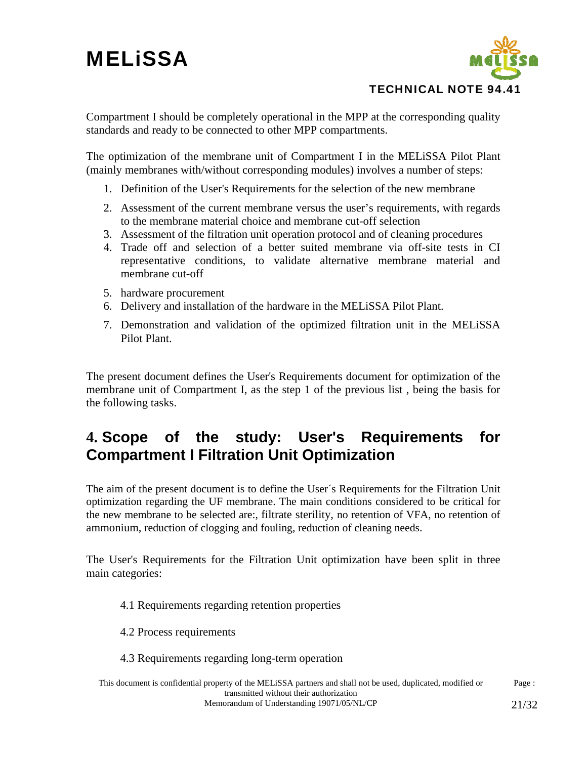Compartment I should be completely operational in the MPP at the corresponding quality standards and ready to be connected to other MPP compartments.

The optimization of the membrane unit of Compartment I in the MELiSSA Pilot Plant (mainly membranes with/without corresponding modules) involves a number of steps:

1. Definition of the User's Requirements for the selection of the new membrane
2. Assessment of the current membrane versus the user's requirements, with regards to the membrane material choice and membrane cut-off selection
3. Assessment of the filtration unit operation protocol and of cleaning procedures
4. Trade off and selection of a better suited membrane via off-site tests in CI representative conditions, to validate alternative membrane material and membrane cut-off
5. hardware procurement
6. Delivery and installation of the hardware in the MELiSSA Pilot Plant.
7. Demonstration and validation of the optimized filtration unit in the MELiSSA Pilot Plant.

The present document defines the User's Requirements document for optimization of the membrane unit of Compartment I, as the step 1 of the previous list , being the basis for the following tasks.

# 4. Scope of the study: User's Requirements for Compartment I Filtration Unit Optimization

The aim of the present document is to define the User´s Requirements for the Filtration Unit optimization regarding the UF membrane. The main conditions considered to be critical for the new membrane to be selected are:, filtrate sterility, no retention of VFA, no retention of ammonium, reduction of clogging and fouling, reduction of cleaning needs.

The User's Requirements for the Filtration Unit optimization have been split in three main categories:

4.1 Requirements regarding retention properties

4.2 Process requirements

4.3 Requirements regarding long-term operation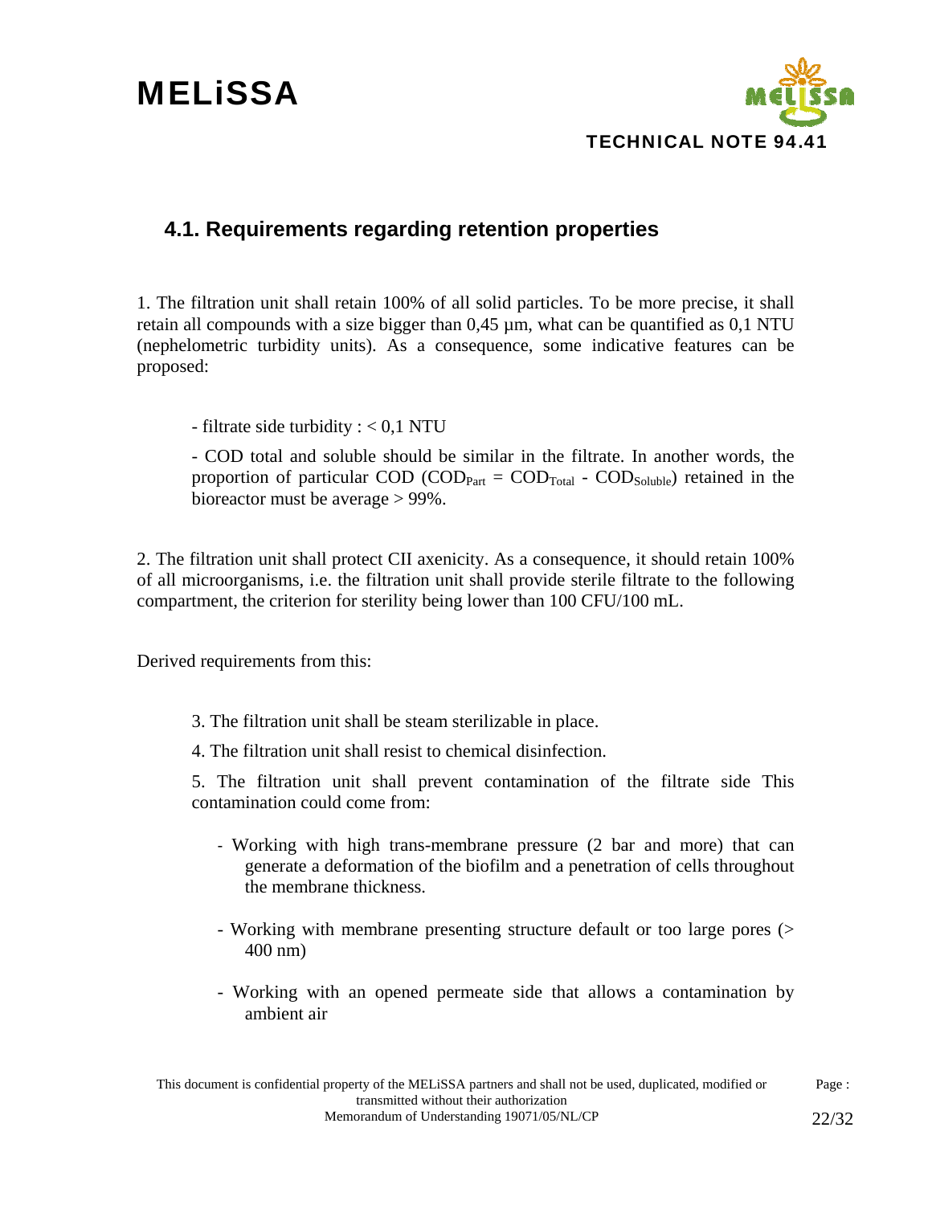## 4.1. Requirements regarding retention properties

1. The filtration unit shall retain 100% of all solid particles. To be more precise, it shall retain all compounds with a size bigger than 0,45 µm, what can be quantified as 0,1 NTU (nephelometric turbidity units). As a consequence, some indicative features can be proposed:

   - filtrate side turbidity : < 0,1 NTU

   - COD total and soluble should be similar in the filtrate. In another words, the proportion of particular COD ($COD_{Part}$ = $COD_{Total}$ - $COD_{Soluble}$) retained in the bioreactor must be average > 99%.

2. The filtration unit shall protect CII axenicity. As a consequence, it should retain 100% of all microorganisms, i.e. the filtration unit shall provide sterile filtrate to the following compartment, the criterion for sterility being lower than 100 CFU/100 mL.

Derived requirements from this:

3. The filtration unit shall be steam sterilizable in place.

4. The filtration unit shall resist to chemical disinfection.

5. The filtration unit shall prevent contamination of the filtrate side This contamination could come from:

   - Working with high trans-membrane pressure (2 bar and more) that can generate a deformation of the biofilm and a penetration of cells throughout the membrane thickness.

   - Working with membrane presenting structure default or too large pores (> 400 nm)

   - Working with an opened permeate side that allows a contamination by ambient air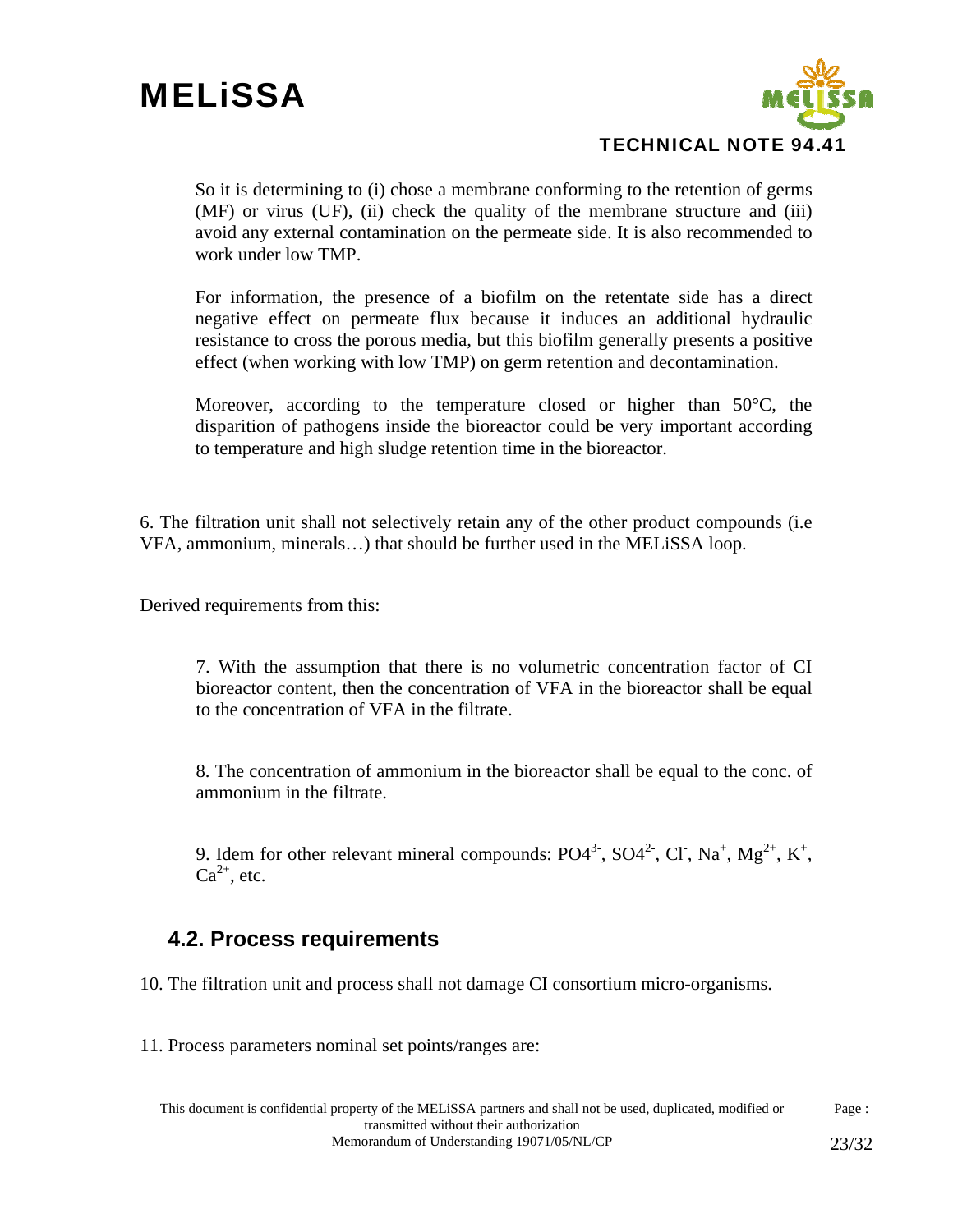So it is determining to (i) chose a membrane conforming to the retention of germs (MF) or virus (UF), (ii) check the quality of the membrane structure and (iii) avoid any external contamination on the permeate side. It is also recommended to work under low TMP.

For information, the presence of a biofilm on the retentate side has a direct negative effect on permeate flux because it induces an additional hydraulic resistance to cross the porous media, but this biofilm generally presents a positive effect (when working with low TMP) on germ retention and decontamination.

Moreover, according to the temperature closed or higher than 50°C, the disparition of pathogens inside the bioreactor could be very important according to temperature and high sludge retention time in the bioreactor.

6. The filtration unit shall not selectively retain any of the other product compounds (i.e VFA, ammonium, minerals…) that should be further used in the MELiSSA loop.

Derived requirements from this:

> 7. With the assumption that there is no volumetric concentration factor of CI bioreactor content, then the concentration of VFA in the bioreactor shall be equal to the concentration of VFA in the filtrate.
>
> 8. The concentration of ammonium in the bioreactor shall be equal to the conc. of ammonium in the filtrate.
>
> 9. Idem for other relevant mineral compounds: $PO4^{3-}$, $SO4^{2-}$, $Cl^{-}$, $Na^{+}$, $Mg^{2+}$, $K^{+}$, $Ca^{2+}$, etc.

## 4.2. Process requirements

10. The filtration unit and process shall not damage CI consortium micro-organisms.

11. Process parameters nominal set points/ranges are: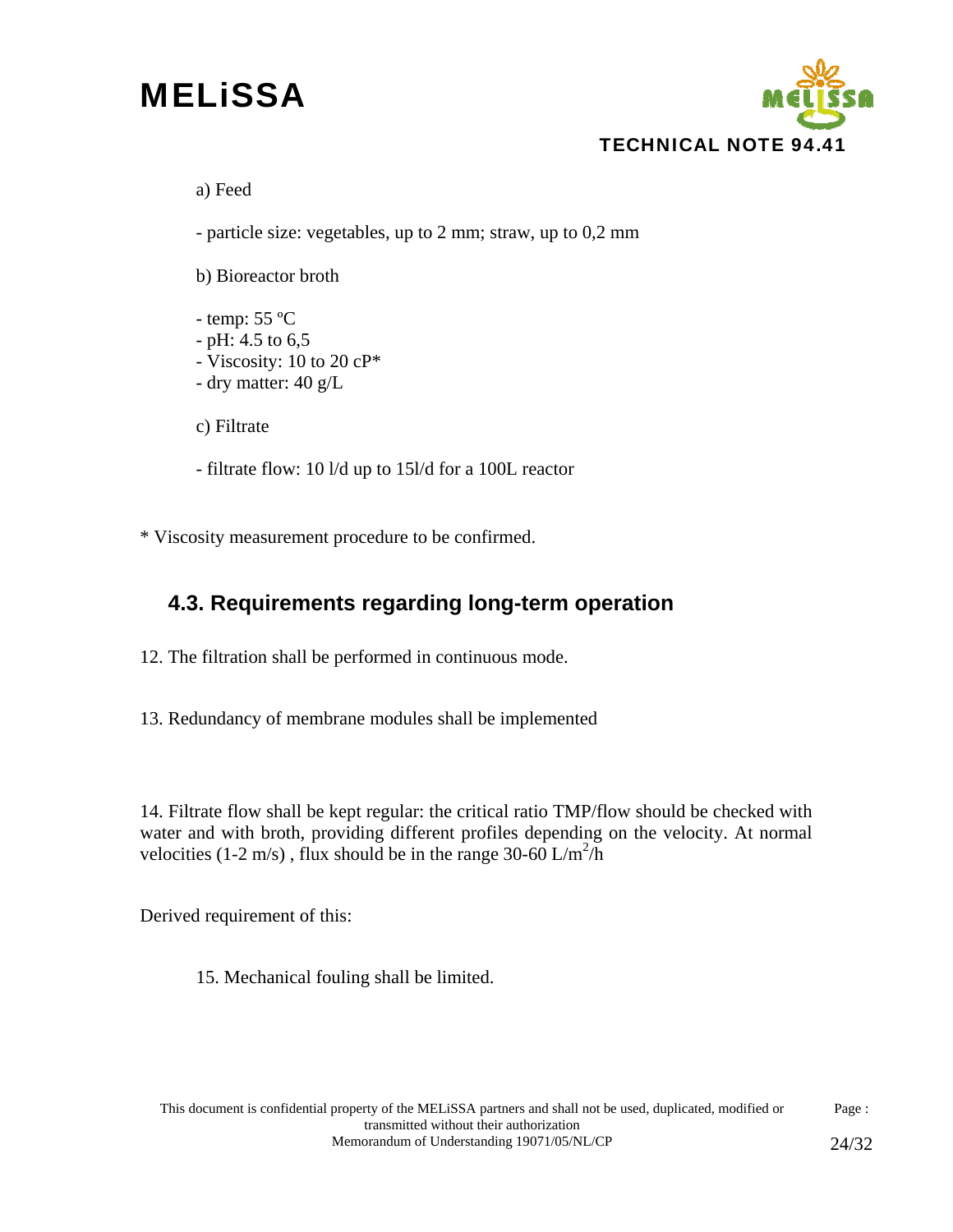a) Feed

- particle size: vegetables, up to 2 mm; straw, up to 0,2 mm

b) Bioreactor broth

- temp: 55 ºC
- pH: 4.5 to 6,5
- Viscosity: 10 to 20 cP*
- dry matter: 40 g/L

c) Filtrate

- filtrate flow: 10 l/d up to 15l/d for a 100L reactor

* Viscosity measurement procedure to be confirmed.

## 4.3. Requirements regarding long-term operation

12. The filtration shall be performed in continuous mode.

13. Redundancy of membrane modules shall be implemented

14. Filtrate flow shall be kept regular: the critical ratio TMP/flow should be checked with water and with broth, providing different profiles depending on the velocity. At normal velocities (1-2 m/s) , flux should be in the range 30-60 $L/m^2/h$

Derived requirement of this:

15. Mechanical fouling shall be limited.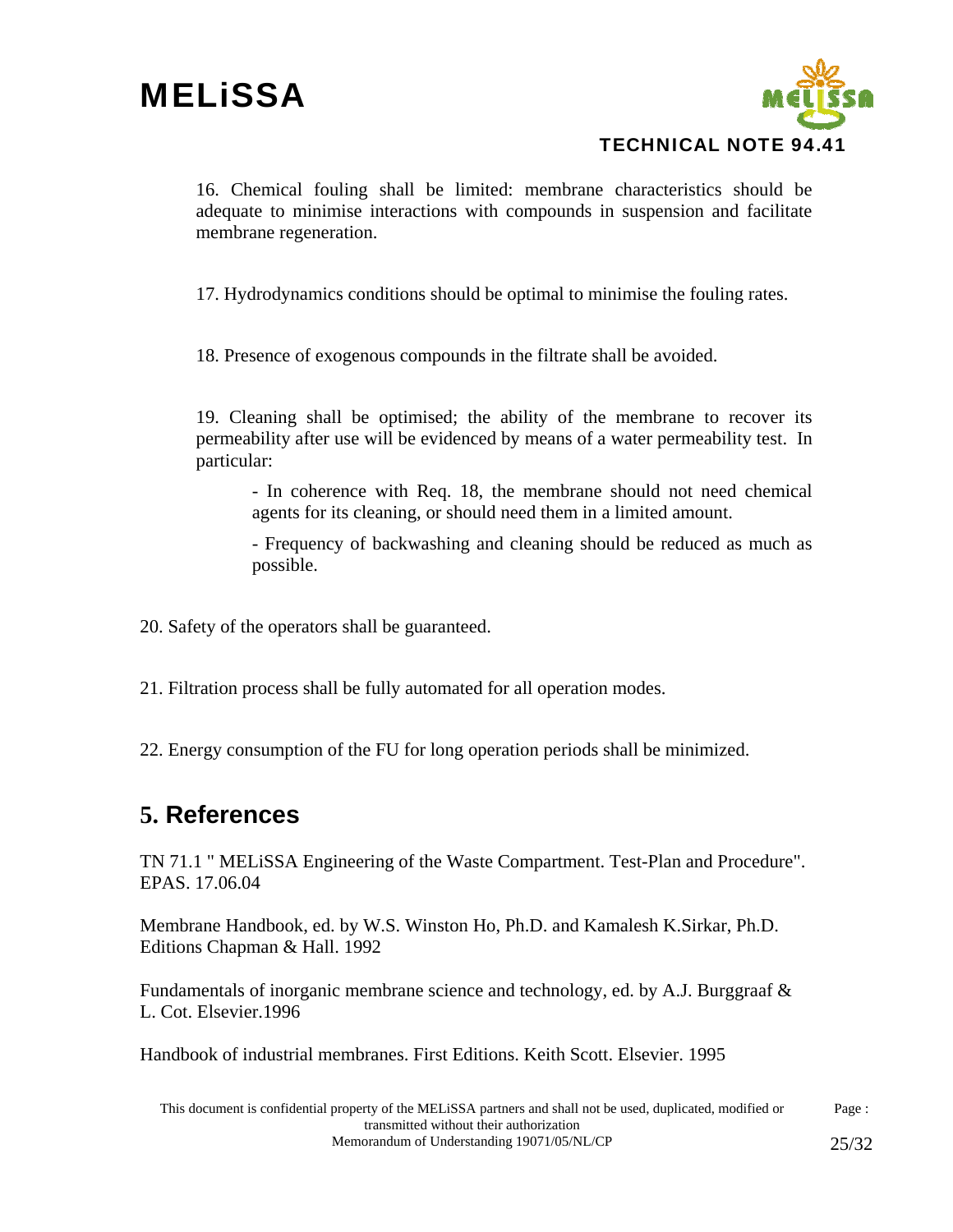16. Chemical fouling shall be limited: membrane characteristics should be adequate to minimise interactions with compounds in suspension and facilitate membrane regeneration.

17. Hydrodynamics conditions should be optimal to minimise the fouling rates.

18. Presence of exogenous compounds in the filtrate shall be avoided.

19. Cleaning shall be optimised; the ability of the membrane to recover its permeability after use will be evidenced by means of a water permeability test. In particular:

   - In coherence with Req. 18, the membrane should not need chemical agents for its cleaning, or should need them in a limited amount.

   - Frequency of backwashing and cleaning should be reduced as much as possible.

20. Safety of the operators shall be guaranteed.

21. Filtration process shall be fully automated for all operation modes.

22. Energy consumption of the FU for long operation periods shall be minimized.

## 5. References

TN 71.1 " MELiSSA Engineering of the Waste Compartment. Test-Plan and Procedure". EPAS. 17.06.04

Membrane Handbook, ed. by W.S. Winston Ho, Ph.D. and Kamalesh K.Sirkar, Ph.D. Editions Chapman & Hall. 1992

Fundamentals of inorganic membrane science and technology, ed. by A.J. Burggraaf & L. Cot. Elsevier.1996

Handbook of industrial membranes. First Editions. Keith Scott. Elsevier. 1995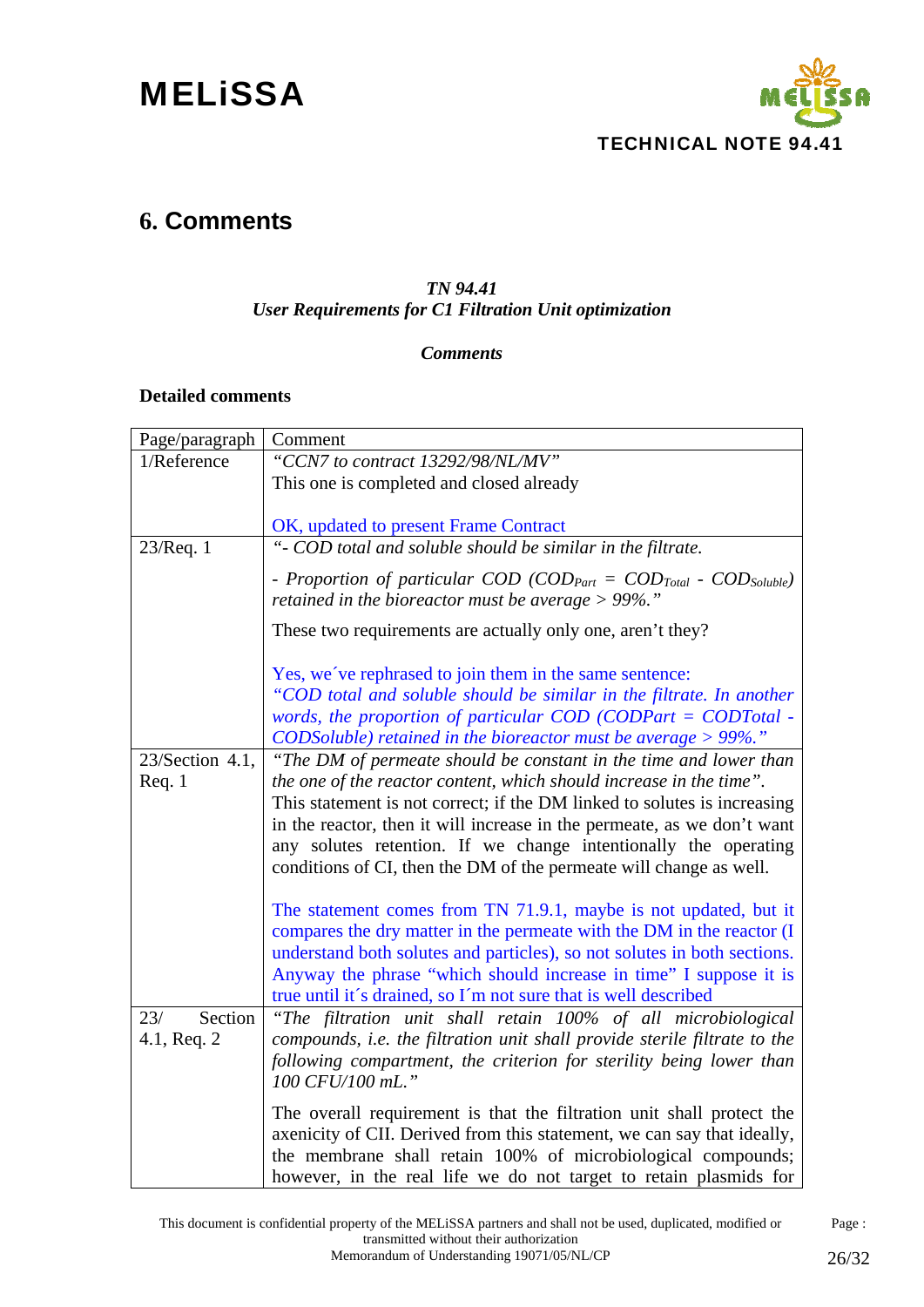## 6. Comments

***TN 94.41***
***User Requirements for C1 Filtration Unit optimization***

***Comments***

**Detailed comments**

| Page/paragraph | Comment |
|---|---|
| 1/Reference | *"CCN7 to contract 13292/98/NL/MV"*<br>This one is completed and closed already<br><br>OK, updated to present Frame Contract |
| 23/Req. 1 | *"- COD total and soluble should be similar in the filtrate.*<br>*- Proportion of particular COD ($COD_{Part}$ = $COD_{Total}$ - $COD_{Soluble}$) retained in the bioreactor must be average > 99%."*<br>These two requirements are actually only one, aren't they?<br><br>Yes, we´ve rephrased to join them in the same sentence:<br>*"COD total and soluble should be similar in the filtrate. In another words, the proportion of particular COD (CODPart = CODTotal - CODSoluble) retained in the bioreactor must be average > 99%."* |
| 23/Section 4.1, Req. 1 | *"The DM of permeate should be constant in the time and lower than the one of the reactor content, which should increase in the time".*<br>This statement is not correct; if the DM linked to solutes is increasing in the reactor, then it will increase in the permeate, as we don't want any solutes retention. If we change intentionally the operating conditions of CI, then the DM of the permeate will change as well.<br><br>The statement comes from TN 71.9.1, maybe is not updated, but it compares the dry matter in the permeate with the DM in the reactor (I understand both solutes and particles), so not solutes in both sections. Anyway the phrase "which should increase in time" I suppose it is true until it´s drained, so I´m not sure that is well described |
| 23/ Section 4.1, Req. 2 | *"The filtration unit shall retain 100% of all microbiological compounds, i.e. the filtration unit shall provide sterile filtrate to the following compartment, the criterion for sterility being lower than 100 CFU/100 mL."*<br>The overall requirement is that the filtration unit shall protect the axenicity of CII. Derived from this statement, we can say that ideally, the membrane shall retain 100% of microbiological compounds; however, in the real life we do not target to retain plasmids for |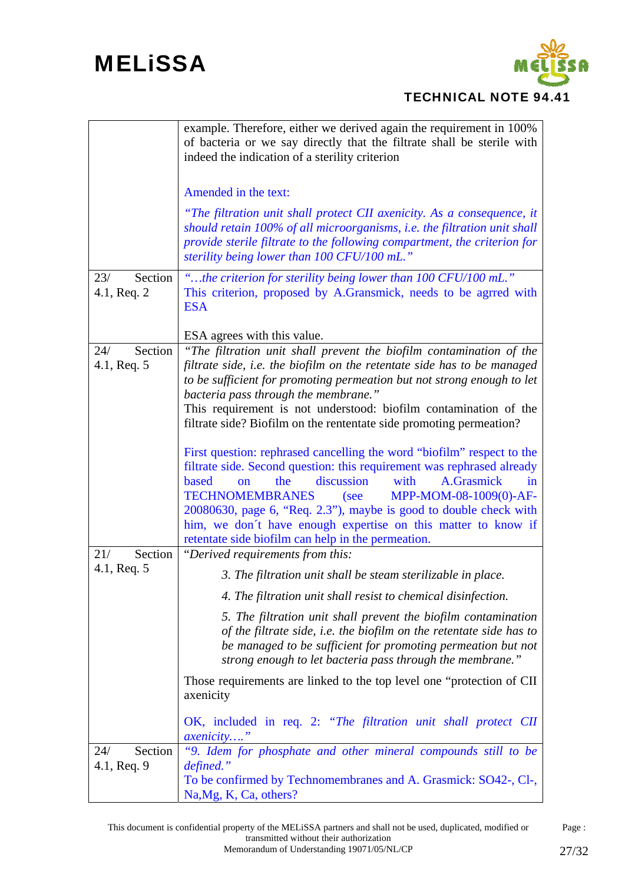| | |
|---|---|
| | example. Therefore, either we derived again the requirement in 100% of bacteria or we say directly that the filtrate shall be sterile with indeed the indication of a sterility criterion<br><br>Amended in the text:<br><br>*"The filtration unit shall protect CII axenicity. As a consequence, it should retain 100% of all microorganisms, i.e. the filtration unit shall provide sterile filtrate to the following compartment, the criterion for sterility being lower than 100 CFU/100 mL."* |
| 23/ Section 4.1, Req. 2 | *"…the criterion for sterility being lower than 100 CFU/100 mL."*<br>This criterion, proposed by A.Gransmick, needs to be agrred with ESA<br><br>ESA agrees with this value. |
| 24/ Section 4.1, Req. 5 | *"The filtration unit shall prevent the biofilm contamination of the filtrate side, i.e. the biofilm on the retentate side has to be managed to be sufficient for promoting permeation but not strong enough to let bacteria pass through the membrane."*<br>This requirement is not understood: biofilm contamination of the filtrate side? Biofilm on the rententate side promoting permeation?<br><br>First question: rephrased cancelling the word "biofilm" respect to the filtrate side. Second question: this requirement was rephrased already based on the discussion with A.Grasmick in TECHNOMEMBRANES (see MPP-MOM-08-1009(0)-AF-20080630, page 6, "Req. 2.3"), maybe is good to double check with him, we don´t have enough expertise on this matter to know if retentate side biofilm can help in the permeation. |
| 21/ Section 4.1, Req. 5 | "*Derived requirements from this:*<br><br>*3. The filtration unit shall be steam sterilizable in place.*<br><br>*4. The filtration unit shall resist to chemical disinfection.*<br><br>*5. The filtration unit shall prevent the biofilm contamination of the filtrate side, i.e. the biofilm on the retentate side has to be managed to be sufficient for promoting permeation but not strong enough to let bacteria pass through the membrane."*<br><br>Those requirements are linked to the top level one "protection of CII axenicity<br><br>OK, included in req. 2: *"The filtration unit shall protect CII axenicity…."* |
| 24/ Section 4.1, Req. 9 | *"9. Idem for phosphate and other mineral compounds still to be defined."*<br>To be confirmed by Technomembranes and A. Grasmick: SO42-, Cl-, Na,Mg, K, Ca, others? |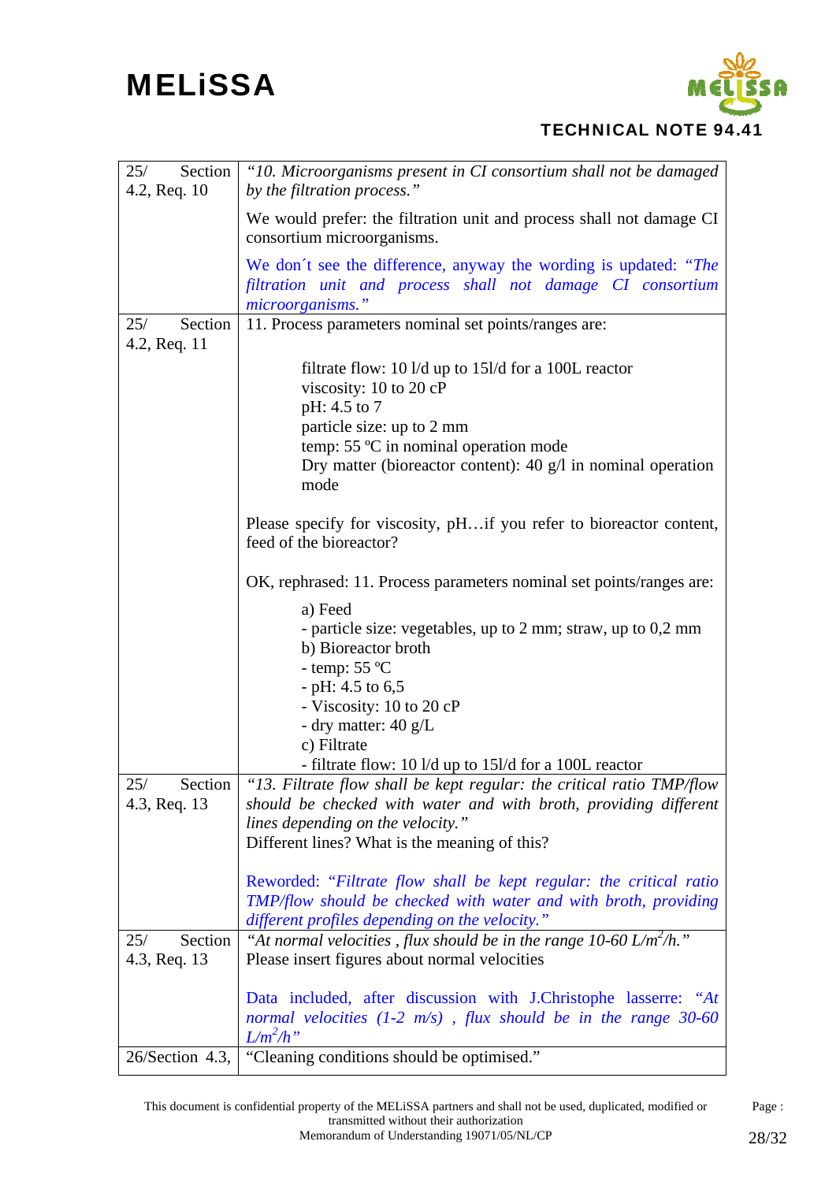| | |
|---|---|
| 25/ Section 4.2, Req. 10 | *"10. Microorganisms present in CI consortium shall not be damaged by the filtration process."*<br><br>We would prefer: the filtration unit and process shall not damage CI consortium microorganisms.<br><br>We don´t see the difference, anyway the wording is updated: *"The filtration unit and process shall not damage CI consortium microorganisms."* |
| 25/ Section 4.2, Req. 11 | 11. Process parameters nominal set points/ranges are:<br><br>filtrate flow: 10 l/d up to 15l/d for a 100L reactor<br>viscosity: 10 to 20 cP<br>pH: 4.5 to 7<br>particle size: up to 2 mm<br>temp: 55 ºC in nominal operation mode<br>Dry matter (bioreactor content): 40 g/l in nominal operation mode<br><br>Please specify for viscosity, pH…if you refer to bioreactor content, feed of the bioreactor?<br><br>OK, rephrased: 11. Process parameters nominal set points/ranges are:<br><br>a) Feed<br>- particle size: vegetables, up to 2 mm; straw, up to 0,2 mm<br>b) Bioreactor broth<br>- temp: 55 ºC<br>- pH: 4.5 to 6,5<br>- Viscosity: 10 to 20 cP<br>- dry matter: 40 g/L<br>c) Filtrate<br>- filtrate flow: 10 l/d up to 15l/d for a 100L reactor |
| 25/ Section 4.3, Req. 13 | *"13. Filtrate flow shall be kept regular: the critical ratio TMP/flow should be checked with water and with broth, providing different lines depending on the velocity."*<br>Different lines? What is the meaning of this?<br><br>Reworded: *"Filtrate flow shall be kept regular: the critical ratio TMP/flow should be checked with water and with broth, providing different profiles depending on the velocity."* |
| 25/ Section 4.3, Req. 13 | *"At normal velocities , flux should be in the range 10-60 $L/m^2/h$."*<br>Please insert figures about normal velocities<br><br>Data included, after discussion with J.Christophe lasserre: *"At normal velocities (1-2 m/s) , flux should be in the range 30-60 $L/m^2/h$"* |
| 26/Section 4.3, | "Cleaning conditions should be optimised." |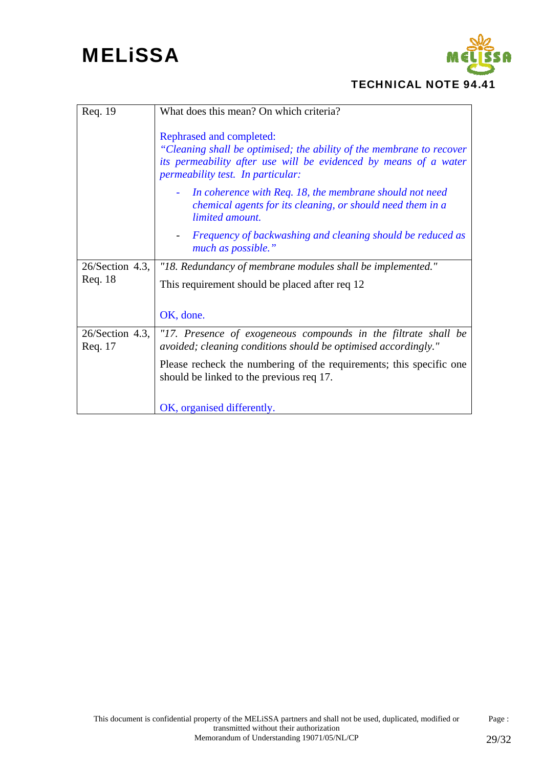| | |
|---|---|
| Req. 19 | What does this mean? On which criteria?<br><br>Rephrased and completed:<br>*"Cleaning shall be optimised; the ability of the membrane to recover its permeability after use will be evidenced by means of a water permeability test. In particular:*<br>- *In coherence with Req. 18, the membrane should not need chemical agents for its cleaning, or should need them in a limited amount.*<br>- *Frequency of backwashing and cleaning should be reduced as much as possible."* |
| 26/Section 4.3, Req. 18 | *"18. Redundancy of membrane modules shall be implemented."*<br>This requirement should be placed after req 12<br><br>OK, done. |
| 26/Section 4.3, Req. 17 | *"17. Presence of exogeneous compounds in the filtrate shall be avoided; cleaning conditions should be optimised accordingly."*<br>Please recheck the numbering of the requirements; this specific one should be linked to the previous req 17.<br><br>OK, organised differently. |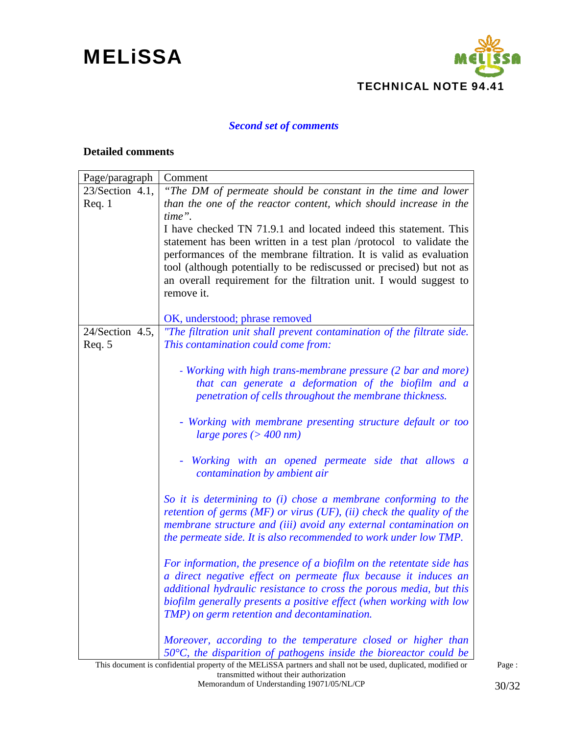*Second set of comments*

**Detailed comments**

| Page/paragraph | Comment |
|---|---|
| 23/Section 4.1, Req. 1 | *"The DM of permeate should be constant in the time and lower than the one of the reactor content, which should increase in the time".*<br>I have checked TN 71.9.1 and located indeed this statement. This statement has been written in a test plan /protocol to validate the performances of the membrane filtration. It is valid as evaluation tool (although potentially to be rediscussed or precised) but not as an overall requirement for the filtration unit. I would suggest to remove it.<br><br>OK, understood; phrase removed |
| 24/Section 4.5, Req. 5 | *"The filtration unit shall prevent contamination of the filtrate side. This contamination could come from:*<br><br>*- Working with high trans-membrane pressure (2 bar and more) that can generate a deformation of the biofilm and a penetration of cells throughout the membrane thickness.*<br><br>*- Working with membrane presenting structure default or too large pores (> 400 nm)*<br><br>*- Working with an opened permeate side that allows a contamination by ambient air*<br><br>*So it is determining to (i) chose a membrane conforming to the retention of germs (MF) or virus (UF), (ii) check the quality of the membrane structure and (iii) avoid any external contamination on the permeate side. It is also recommended to work under low TMP.*<br><br>*For information, the presence of a biofilm on the retentate side has a direct negative effect on permeate flux because it induces an additional hydraulic resistance to cross the porous media, but this biofilm generally presents a positive effect (when working with low TMP) on germ retention and decontamination.*<br><br>*Moreover, according to the temperature closed or higher than 50°C, the disparition of pathogens inside the bioreactor could be* |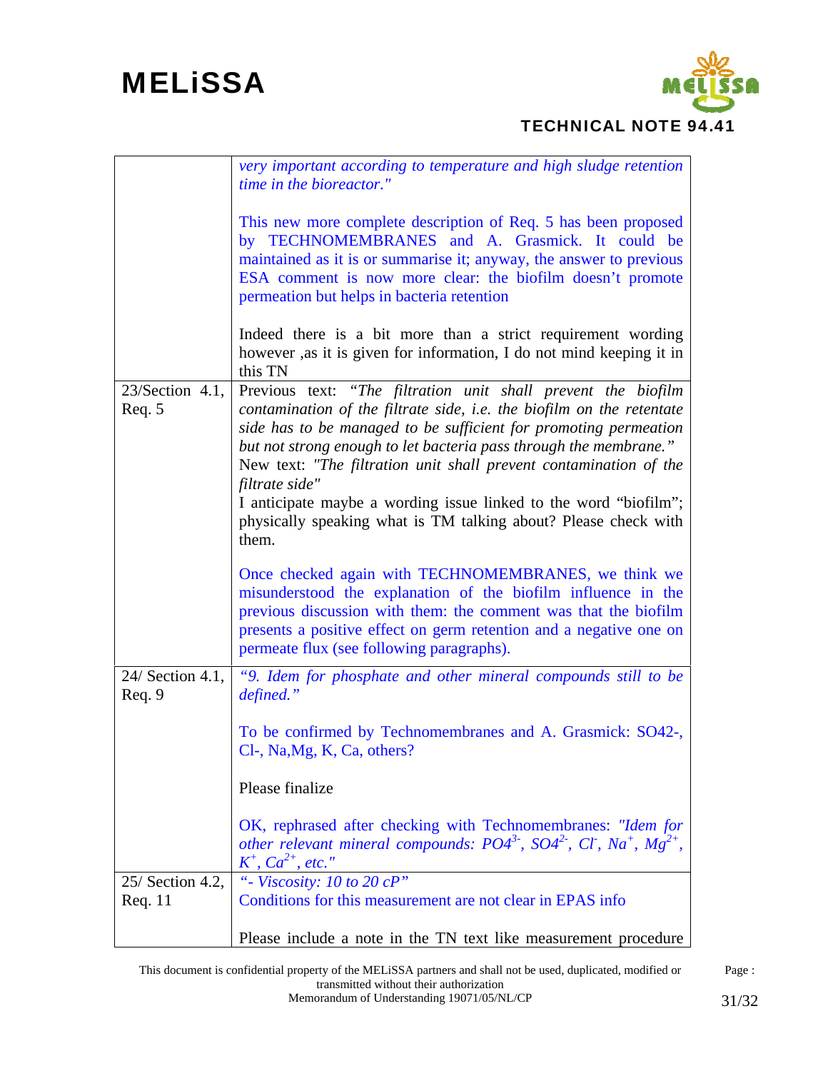| | |
|---|---|
| | *very important according to temperature and high sludge retention time in the bioreactor."*<br><br>This new more complete description of Req. 5 has been proposed by TECHNOMEMBRANES and A. Grasmick. It could be maintained as it is or summarise it; anyway, the answer to previous ESA comment is now more clear: the biofilm doesn't promote permeation but helps in bacteria retention<br><br>Indeed there is a bit more than a strict requirement wording however ,as it is given for information, I do not mind keeping it in this TN |
| 23/Section 4.1, Req. 5 | Previous text: *"The filtration unit shall prevent the biofilm contamination of the filtrate side, i.e. the biofilm on the retentate side has to be managed to be sufficient for promoting permeation but not strong enough to let bacteria pass through the membrane."*<br>New text: *"The filtration unit shall prevent contamination of the filtrate side"*<br>I anticipate maybe a wording issue linked to the word "biofilm"; physically speaking what is TM talking about? Please check with them.<br><br>Once checked again with TECHNOMEMBRANES, we think we misunderstood the explanation of the biofilm influence in the previous discussion with them: the comment was that the biofilm presents a positive effect on germ retention and a negative one on permeate flux (see following paragraphs). |
| 24/ Section 4.1, Req. 9 | *"9. Idem for phosphate and other mineral compounds still to be defined."*<br><br>To be confirmed by Technomembranes and A. Grasmick: SO42-, Cl-, Na,Mg, K, Ca, others?<br><br>Please finalize<br><br>OK, rephrased after checking with Technomembranes: *"Idem for other relevant mineral compounds: $PO4^{3-}$, $SO4^{2-}$, $Cl^{-}$, $Na^{+}$, $Mg^{2+}$, $K^{+}$, $Ca^{2+}$, etc."* |
| 25/ Section 4.2, Req. 11 | *"- Viscosity: 10 to 20 cP"*<br>Conditions for this measurement are not clear in EPAS info<br><br>Please include a note in the TN text like measurement procedure |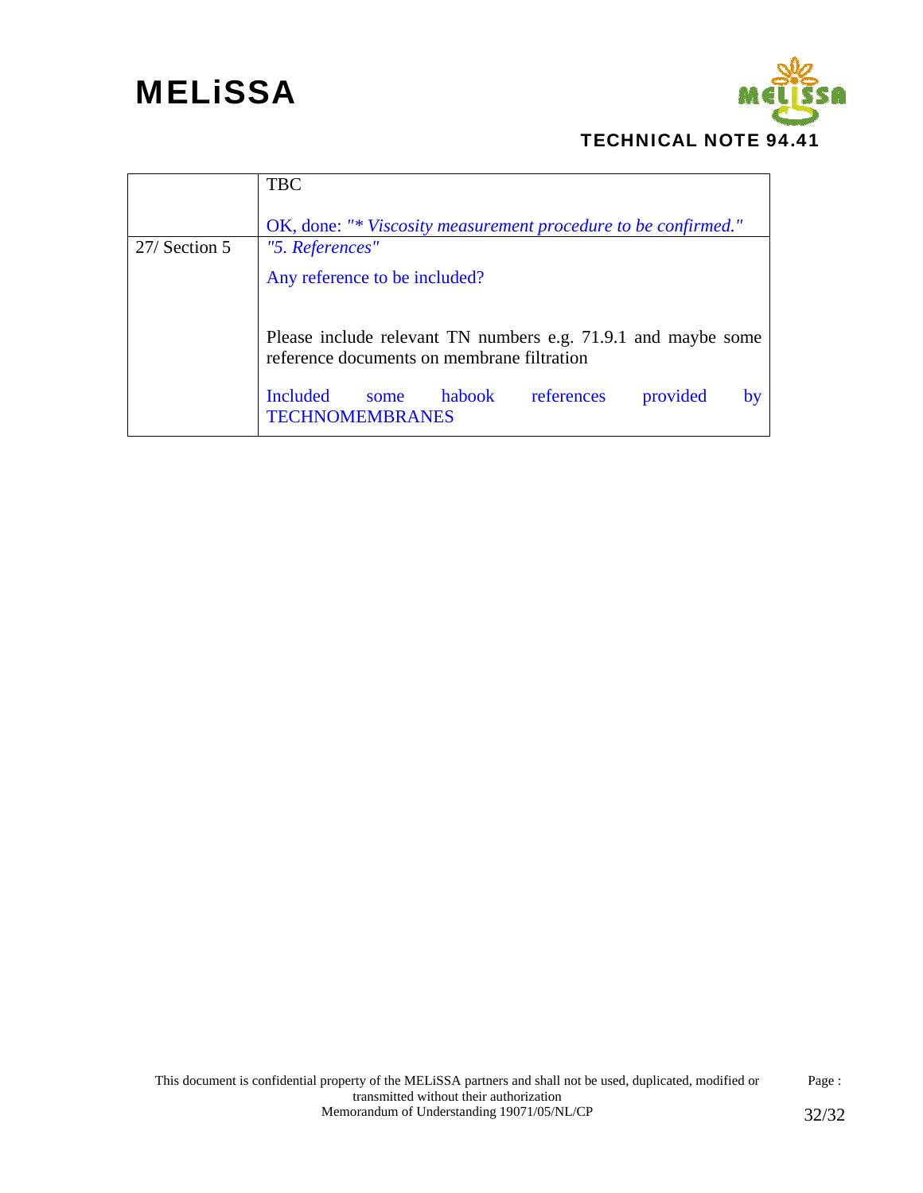| | |
|---|---|
| | TBC<br><br>OK, done: *"* Viscosity measurement procedure to be confirmed."* |
| 27/ Section 5 | *"5. References"*<br><br>Any reference to be included?<br><br>Please include relevant TN numbers e.g. 71.9.1 and maybe some reference documents on membrane filtration<br><br>Included some habook references provided by TECHNOMEMBRANES |